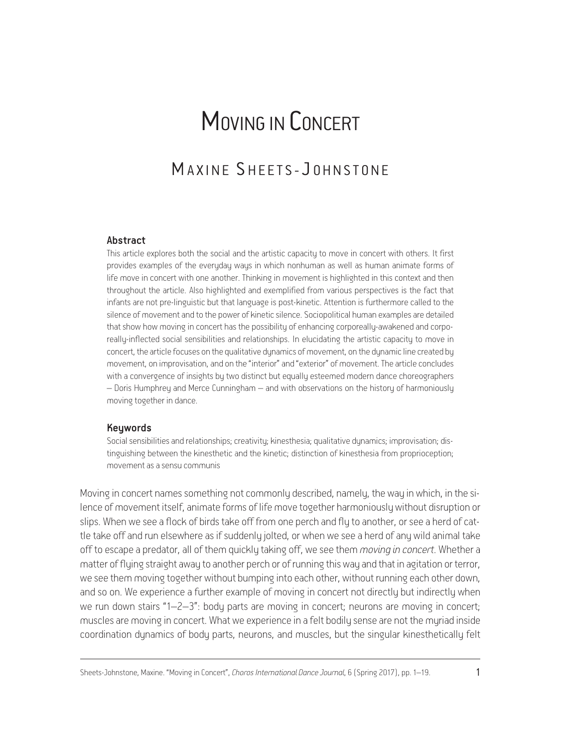# Moving in Concert

## Maxine Sheets-Johnstone

### Abstract

This article explores both the social and the artistic capacity to move in concert with others. It first provides examples of the everyday ways in which nonhuman as well as human animate forms of life move in concert with one another. Thinking in movement is highlighted in this context and then throughout the article. Also highlighted and exemplified from various perspectives is the fact that infants are not pre-linguistic but that language is post-kinetic. Attention is furthermore called to the silence of movement and to the power of kinetic silence. Sociopolitical human examples are detailed that show how moving in concert has the possibility of enhancing corporeally-awakened and corporeally-inflected social sensibilities and relationships. In elucidating the artistic capacity to move in concert, the article focuses on the qualitative dynamics of movement, on the dynamic line created by movement, on improvisation, and on the "interior" and "exterior" of movement. The article concludes with a convergence of insights by two distinct but equally esteemed modern dance choreographers – Doris Humphrey and Merce Cunningham – and with observations on the history of harmoniously moving together in dance.

### Keywords

Social sensibilities and relationships; creativity; kinesthesia; qualitative dynamics; improvisation; distinguishing between the kinesthetic and the kinetic; distinction of kinesthesia from proprioception; movement as a sensu communis

Moving in concert names something not commonly described, namely, the way in which, in the silence of movement itself, animate forms of life move together harmoniously without disruption or slips. When we see a flock of birds take off from one perch and fly to another, or see a herd of cattle take off and run elsewhere as if suddenly jolted, or when we see a herd of any wild animal take off to escape a predator, all of them quickly taking off, we see them *moving in concert*. Whether a matter of flying straight away to another perch or of running this way and that in agitation or terror, we see them moving together without bumping into each other, without running each other down, and so on. We experience a further example of moving in concert not directly but indirectly when we run down stairs "1–2–3": body parts are moving in concert; neurons are moving in concert; muscles are moving in concert. What we experience in a felt bodily sense are not the myriad inside coordination dynamics of body parts, neurons, and muscles, but the singular kinesthetically felt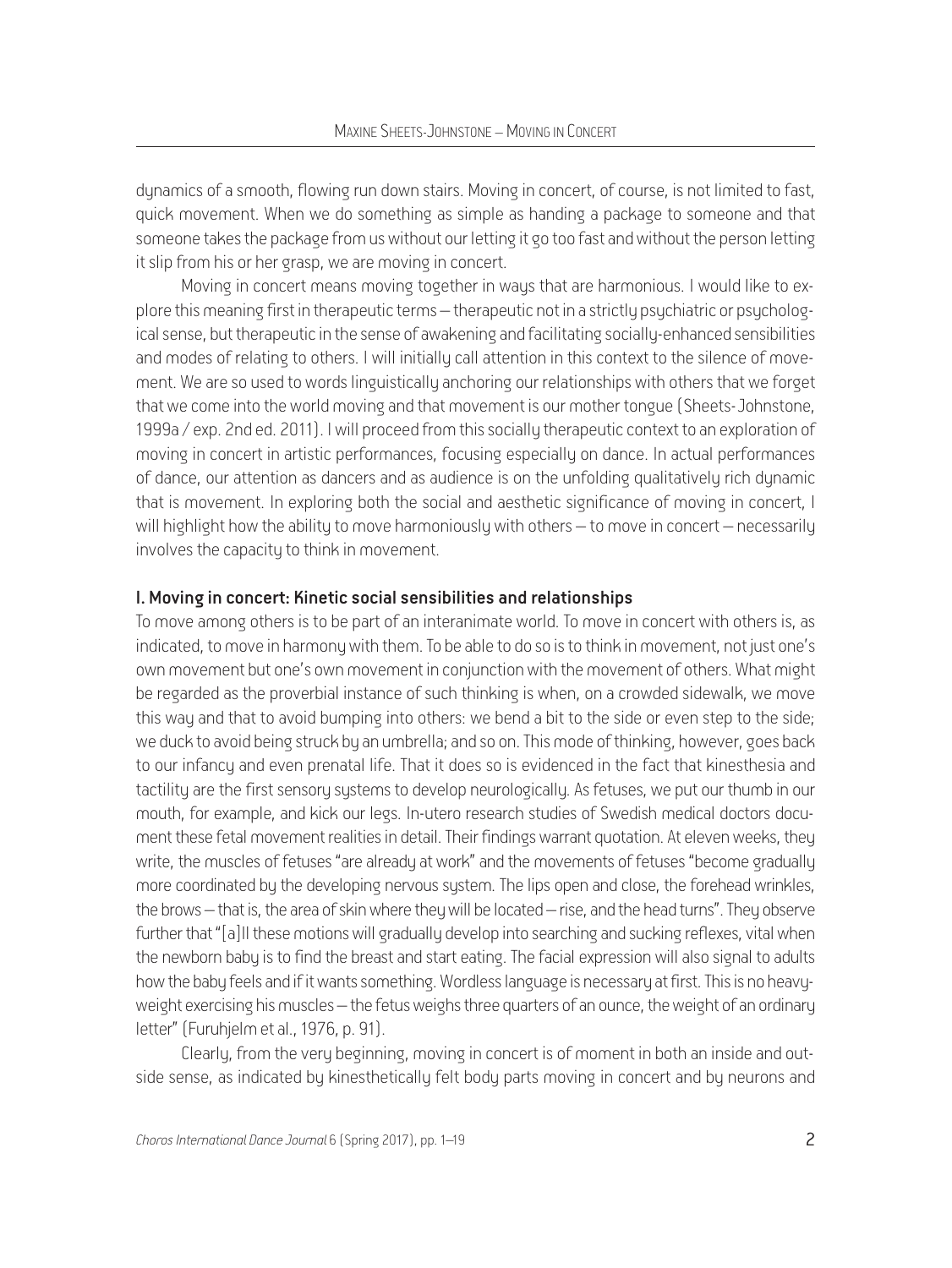dynamics of a smooth, flowing run down stairs. Moving in concert, of course, is not limited to fast, quick movement. When we do something as simple as handing a package to someone and that someone takes the package from us without our letting it go too fast and without the person letting it slip from his or her grasp, we are moving in concert.

Moving in concert means moving together in ways that are harmonious. I would like to explore this meaning first in therapeutic terms – therapeutic not in a strictly psychiatric or psychological sense, but therapeutic in the sense of awakening and facilitating socially-enhanced sensibilities and modes of relating to others. I will initially call attention in this context to the silence of movement. We are so used to words linguistically anchoring our relationships with others that we forget that we come into the world moving and that movement is our mother tongue (Sheets-Johnstone, 1999a / exp. 2nd ed. 2011). I will proceed from this socially therapeutic context to an exploration of moving in concert in artistic performances, focusing especially on dance. In actual performances of dance, our attention as dancers and as audience is on the unfolding qualitatively rich dynamic that is movement. In exploring both the social and aesthetic significance of moving in concert, I will highlight how the ability to move harmoniously with others – to move in concert – necessarily involves the capacity to think in movement.

## I. Moving in concert: Kinetic social sensibilities and relationships

To move among others is to be part of an interanimate world. To move in concert with others is, as indicated, to move in harmony with them. To be able to do so is to think in movement, not just one's own movement but one's own movement in conjunction with the movement of others. What might be regarded as the proverbial instance of such thinking is when, on a crowded sidewalk, we move this way and that to avoid bumping into others: we bend a bit to the side or even step to the side; we duck to avoid being struck by an umbrella; and so on. This mode of thinking, however, goes back to our infancy and even prenatal life. That it does so is evidenced in the fact that kinesthesia and tactility are the first sensory systems to develop neurologically. As fetuses, we put our thumb in our mouth, for example, and kick our legs. In-utero research studies of Swedish medical doctors document these fetal movement realities in detail. Their findings warrant quotation. At eleven weeks, they write, the muscles of fetuses "are already at work" and the movements of fetuses "become gradually more coordinated by the developing nervous system. The lips open and close, the forehead wrinkles, the brows – that is, the area of skin where they will be located – rise, and the head turns". They observe further that "[a]ll these motions will gradually develop into searching and sucking reflexes, vital when the newborn baby is to find the breast and start eating. The facial expression will also signal to adults how the baby feels and if it wants something. Wordless language is necessary at first. This is no heavy-weight exercising his muscles – the fetus weighs three quarters of an ounce, the weight of an ordinary letter" (Furuhjelm et al., 1976, p. 91).

Clearly, from the very beginning, moving in concert is of moment in both an inside and outside sense, as indicated by kinesthetically felt body parts moving in concert and by neurons and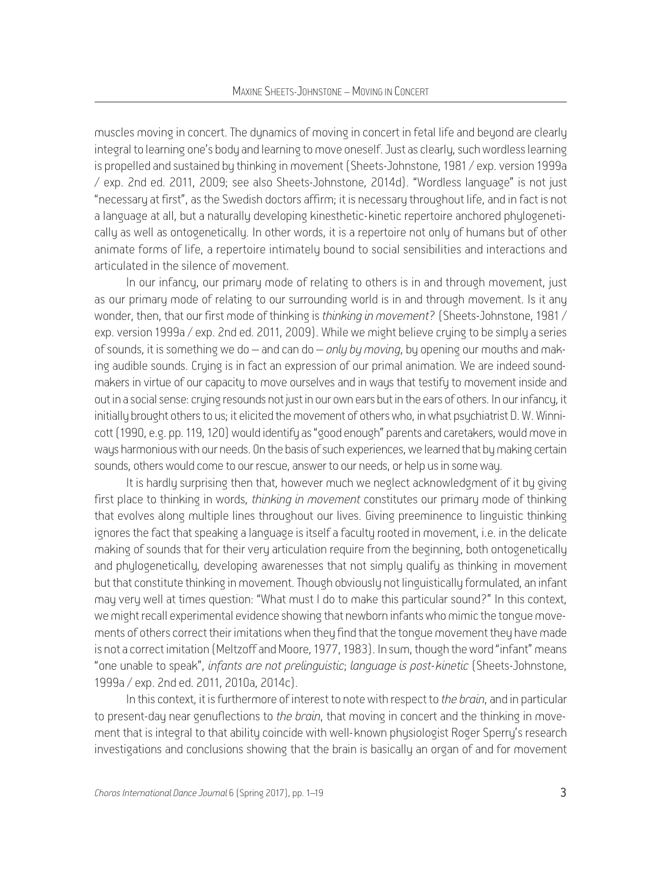muscles moving in concert. The dynamics of moving in concert in fetal life and beyond are clearly integral to learning one's body and learning to move oneself. Just as clearly, such wordless learning is propelled and sustained by thinking in movement (Sheets-Johnstone, 1981 / exp. version 1999a / exp. 2nd ed. 2011, 2009; see also Sheets-Johnstone, 2014d). "Wordless language" is not just "necessary at first", as the Swedish doctors affirm; it is necessary throughout life, and in fact is not a language at all, but a naturally developing kinesthetic-kinetic repertoire anchored phylogenetically as well as ontogenetically. In other words, it is a repertoire not only of humans but of other animate forms of life, a repertoire intimately bound to social sensibilities and interactions and articulated in the silence of movement.

In our infancy, our primary mode of relating to others is in and through movement, just as our primary mode of relating to our surrounding world is in and through movement. Is it any wonder, then, that our first mode of thinking is *thinking in movement*? (Sheets-Johnstone, 1981 / exp. version 1999a / exp. 2nd ed. 2011, 2009). While we might believe crying to be simply a series of sounds, it is something we do – and can do – *only by moving*, by opening our mouths and making audible sounds. Crying is in fact an expression of our primal animation. We are indeed sound-makers in virtue of our capacity to move ourselves and in ways that testify to movement inside and out in a social sense: crying resounds not just in our own ears but in the ears of others. In our infancy, it initially brought others to us; it elicited the movement of others who, in what psychiatrist D. W. Winnicott (1990, e.g. pp. 119, 120) would identify as "good enough" parents and caretakers, would move in ways harmonious with our needs. On the basis of such experiences, we learned that by making certain sounds, others would come to our rescue, answer to our needs, or help us in some way.

It is hardly surprising then that, however much we neglect acknowledgment of it by giving first place to thinking in words, *thinking in movement* constitutes our primary mode of thinking that evolves along multiple lines throughout our lives. Giving preeminence to linguistic thinking ignores the fact that speaking a language is itself a faculty rooted in movement, i.e. in the delicate making of sounds that for their very articulation require from the beginning, both ontogenetically and phylogenetically, developing awarenesses that not simply qualify as thinking in movement but that constitute thinking in movement. Though obviously not linguistically formulated, an infant may very well at times question: "What must I do to make this particular sound?" In this context, we might recall experimental evidence showing that newborn infants who mimic the tongue movements of others correct their imitations when they find that the tongue movement they have made is not a correct imitation (Meltzoff and Moore, 1977, 1983). In sum, though the word "infant" means "one unable to speak", *infants are not prelinguistic*; *language is post-kinetic* (Sheets-Johnstone, 1999a / exp. 2nd ed. 2011, 2010a, 2014c).

In this context, it is furthermore of interest to note with respect to *the brain*, and in particular to present-day near genuflections to *the brain*, that moving in concert and the thinking in movement that is integral to that ability coincide with well-known physiologist Roger Sperry's research investigations and conclusions showing that the brain is basically an organ of and for movement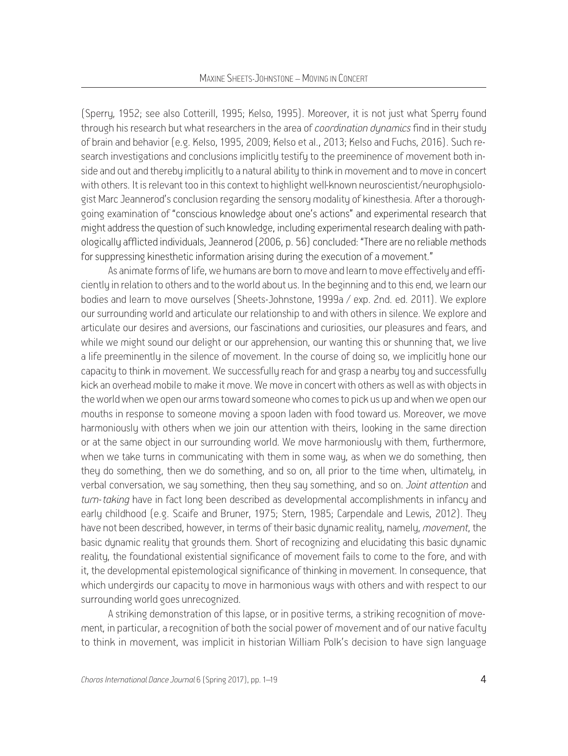(Sperry, 1952; see also Cotterill, 1995; Kelso, 1995). Moreover, it is not just what Sperry found through his research but what researchers in the area of *coordination dynamics* find in their study of brain and behavior (e.g. Kelso, 1995, 2009; Kelso et al., 2013; Kelso and Fuchs, 2016). Such research investigations and conclusions implicitly testify to the preeminence of movement both inside and out and thereby implicitly to a natural ability to think in movement and to move in concert with others. It is relevant too in this context to highlight well-known neuroscientist/neurophysiologist Marc Jeannerod's conclusion regarding the sensory modality of kinesthesia. After a thoroughgoing examination of "conscious knowledge about one's actions" and experimental research that might address the question of such knowledge, including experimental research dealing with pathologically afflicted individuals, Jeannerod (2006, p. 56) concluded: "There are no reliable methods for suppressing kinesthetic information arising during the execution of a movement."

As animate forms of life, we humans are born to move and learn to move effectively and efficiently in relation to others and to the world about us. In the beginning and to this end, we learn our bodies and learn to move ourselves (Sheets-Johnstone, 1999a / exp. 2nd. ed. 2011). We explore our surrounding world and articulate our relationship to and with others in silence. We explore and articulate our desires and aversions, our fascinations and curiosities, our pleasures and fears, and while we might sound our delight or our apprehension, our wanting this or shunning that, we live a life preeminently in the silence of movement. In the course of doing so, we implicitly hone our capacity to think in movement. We successfully reach for and grasp a nearby toy and successfully kick an overhead mobile to make it move. We move in concert with others as well as with objects in the world when we open our arms toward someone who comes to pick us up and when we open our mouths in response to someone moving a spoon laden with food toward us. Moreover, we move harmoniously with others when we join our attention with theirs, looking in the same direction or at the same object in our surrounding world. We move harmoniously with them, furthermore, when we take turns in communicating with them in some way, as when we do something, then they do something, then we do something, and so on, all prior to the time when, ultimately, in verbal conversation, we say something, then they say something, and so on. *Joint attention* and *turn-taking* have in fact long been described as developmental accomplishments in infancy and early childhood (e.g. Scaife and Bruner, 1975; Stern, 1985; Carpendale and Lewis, 2012). They have not been described, however, in terms of their basic dynamic reality, namely, *movement*, the basic dynamic reality that grounds them. Short of recognizing and elucidating this basic dynamic reality, the foundational existential significance of movement fails to come to the fore, and with it, the developmental epistemological significance of thinking in movement. In consequence, that which undergirds our capacity to move in harmonious ways with others and with respect to our surrounding world goes unrecognized.

A striking demonstration of this lapse, or in positive terms, a striking recognition of movement, in particular, a recognition of both the social power of movement and of our native faculty to think in movement, was implicit in historian William Polk's decision to have sign language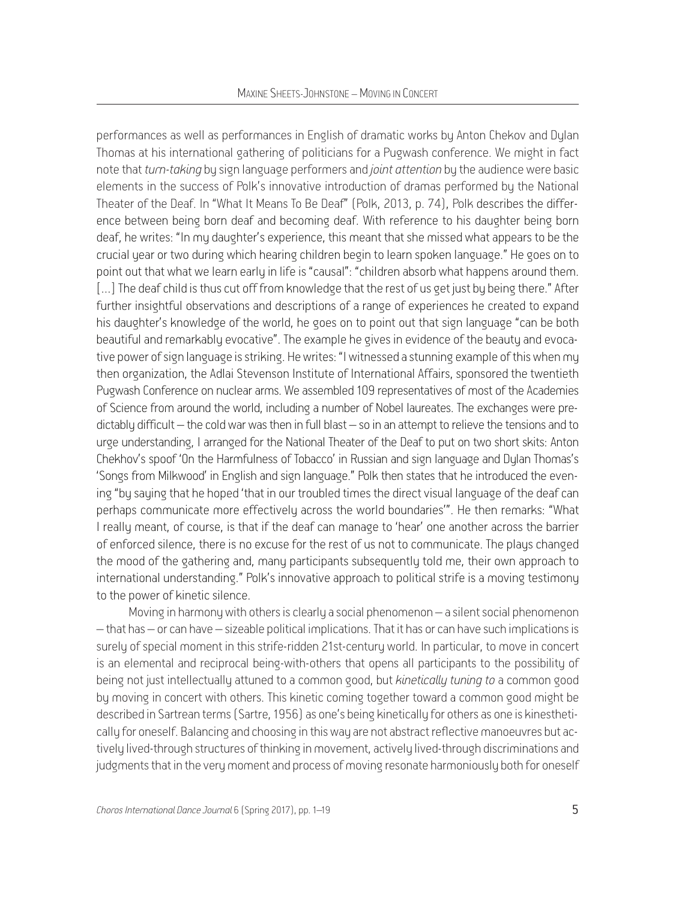performances as well as performances in English of dramatic works by Anton Chekov and Dylan Thomas at his international gathering of politicians for a Pugwash conference. We might in fact note that *turn-taking* by sign language performers and *joint attention* by the audience were basic elements in the success of Polk's innovative introduction of dramas performed by the National Theater of the Deaf. In "What It Means To Be Deaf" (Polk, 2013, p. 74), Polk describes the difference between being born deaf and becoming deaf. With reference to his daughter being born deaf, he writes: "In my daughter's experience, this meant that she missed what appears to be the crucial year or two during which hearing children begin to learn spoken language." He goes on to point out that what we learn early in life is "causal": "children absorb what happens around them. [...] The deaf child is thus cut off from knowledge that the rest of us get just by being there." After further insightful observations and descriptions of a range of experiences he created to expand his daughter's knowledge of the world, he goes on to point out that sign language "can be both beautiful and remarkably evocative". The example he gives in evidence of the beauty and evocative power of sign language is striking. He writes: "I witnessed a stunning example of this when my then organization, the Adlai Stevenson Institute of International Affairs, sponsored the twentieth Pugwash Conference on nuclear arms. We assembled 109 representatives of most of the Academies of Science from around the world, including a number of Nobel laureates. The exchanges were predictably difficult – the cold war was then in full blast – so in an attempt to relieve the tensions and to urge understanding, I arranged for the National Theater of the Deaf to put on two short skits: Anton Chekhov's spoof 'On the Harmfulness of Tobacco' in Russian and sign language and Dylan Thomas's 'Songs from Milkwood' in English and sign language." Polk then states that he introduced the evening "by saying that he hoped 'that in our troubled times the direct visual language of the deaf can perhaps communicate more effectively across the world boundaries'". He then remarks: "What I really meant, of course, is that if the deaf can manage to 'hear' one another across the barrier of enforced silence, there is no excuse for the rest of us not to communicate. The plays changed the mood of the gathering and, many participants subsequently told me, their own approach to international understanding." Polk's innovative approach to political strife is a moving testimony to the power of kinetic silence.

Moving in harmony with others is clearly a social phenomenon – a silent social phenomenon – that has – or can have – sizeable political implications. That it has or can have such implications is surely of special moment in this strife-ridden 21st-century world. In particular, to move in concert is an elemental and reciprocal being-with-others that opens all participants to the possibility of being not just intellectually attuned to a common good, but *kinetically tuning to* a common good by moving in concert with others. This kinetic coming together toward a common good might be described in Sartrean terms (Sartre, 1956) as one's being kinetically for others as one is kinesthetically for oneself. Balancing and choosing in this way are not abstract reflective manoeuvres but actively lived-through structures of thinking in movement, actively lived-through discriminations and judgments that in the very moment and process of moving resonate harmoniously both for oneself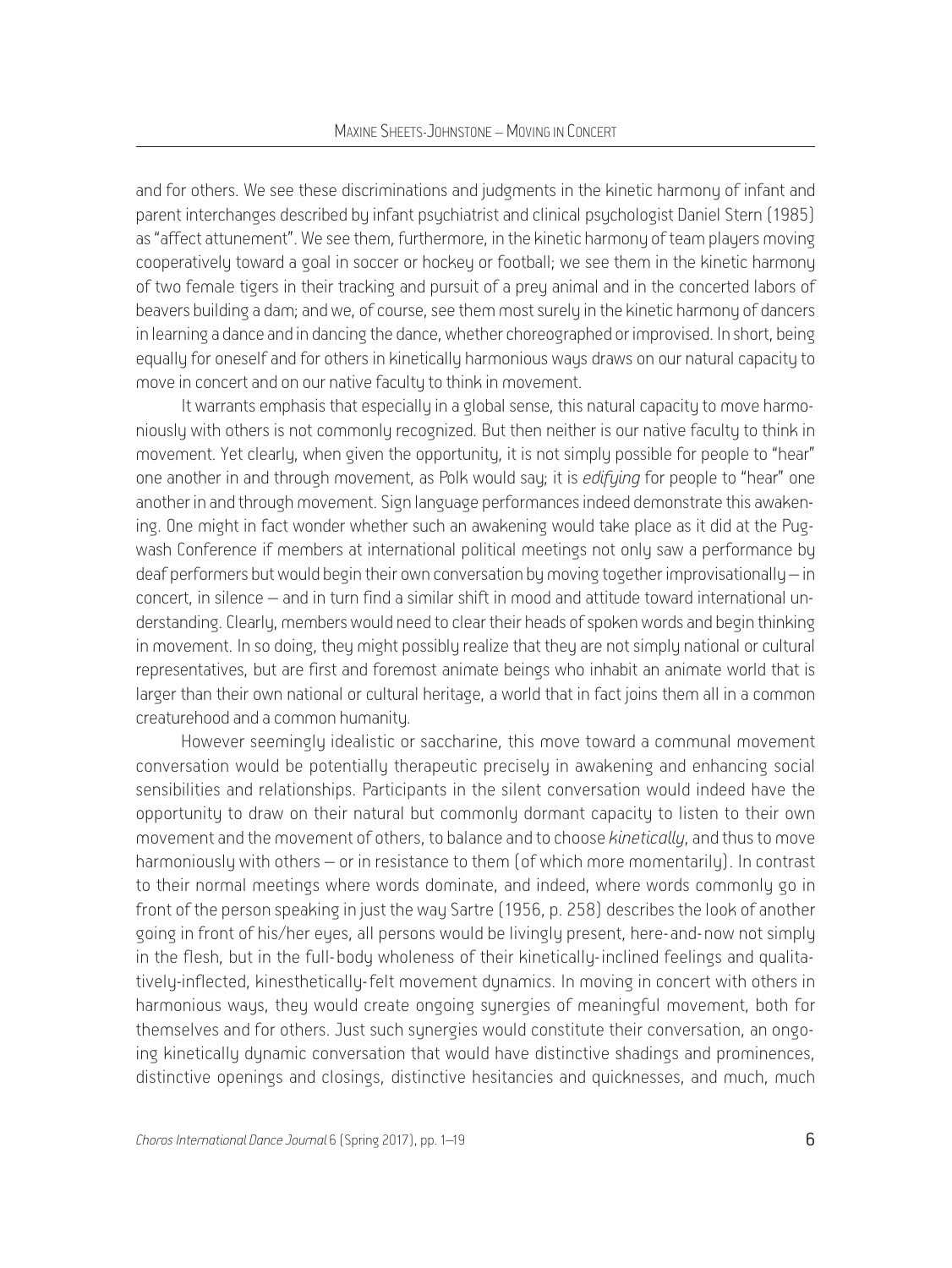and for others. We see these discriminations and judgments in the kinetic harmony of infant and parent interchanges described by infant psychiatrist and clinical psychologist Daniel Stern (1985) as "affect attunement". We see them, furthermore, in the kinetic harmony of team players moving cooperatively toward a goal in soccer or hockey or football; we see them in the kinetic harmony of two female tigers in their tracking and pursuit of a prey animal and in the concerted labors of beavers building a dam; and we, of course, see them most surely in the kinetic harmony of dancers in learning a dance and in dancing the dance, whether choreographed or improvised. In short, being equally for oneself and for others in kinetically harmonious ways draws on our natural capacity to move in concert and on our native faculty to think in movement.

It warrants emphasis that especially in a global sense, this natural capacity to move harmoniously with others is not commonly recognized. But then neither is our native faculty to think in movement. Yet clearly, when given the opportunity, it is not simply possible for people to "hear" one another in and through movement, as Polk would say; it is *edifying* for people to "hear" one another in and through movement. Sign language performances indeed demonstrate this awakening. One might in fact wonder whether such an awakening would take place as it did at the Pugwash Conference if members at international political meetings not only saw a performance by deaf performers but would begin their own conversation by moving together improvisationally – in concert, in silence – and in turn find a similar shift in mood and attitude toward international understanding. Clearly, members would need to clear their heads of spoken words and begin thinking in movement. In so doing, they might possibly realize that they are not simply national or cultural representatives, but are first and foremost animate beings who inhabit an animate world that is larger than their own national or cultural heritage, a world that in fact joins them all in a common creaturehood and a common humanity.

However seemingly idealistic or saccharine, this move toward a communal movement conversation would be potentially therapeutic precisely in awakening and enhancing social sensibilities and relationships. Participants in the silent conversation would indeed have the opportunity to draw on their natural but commonly dormant capacity to listen to their own movement and the movement of others, to balance and to choose *kinetically*, and thus to move harmoniously with others – or in resistance to them (of which more momentarily). In contrast to their normal meetings where words dominate, and indeed, where words commonly go in front of the person speaking in just the way Sartre (1956, p. 258) describes the look of another going in front of his/her eyes, all persons would be livingly present, here-and-now not simply in the flesh, but in the full-body wholeness of their kinetically-inclined feelings and qualitatively-inflected, kinesthetically-felt movement dynamics. In moving in concert with others in harmonious ways, they would create ongoing synergies of meaningful movement, both for themselves and for others. Just such synergies would constitute their conversation, an ongoing kinetically dynamic conversation that would have distinctive shadings and prominences, distinctive openings and closings, distinctive hesitancies and quicknesses, and much, much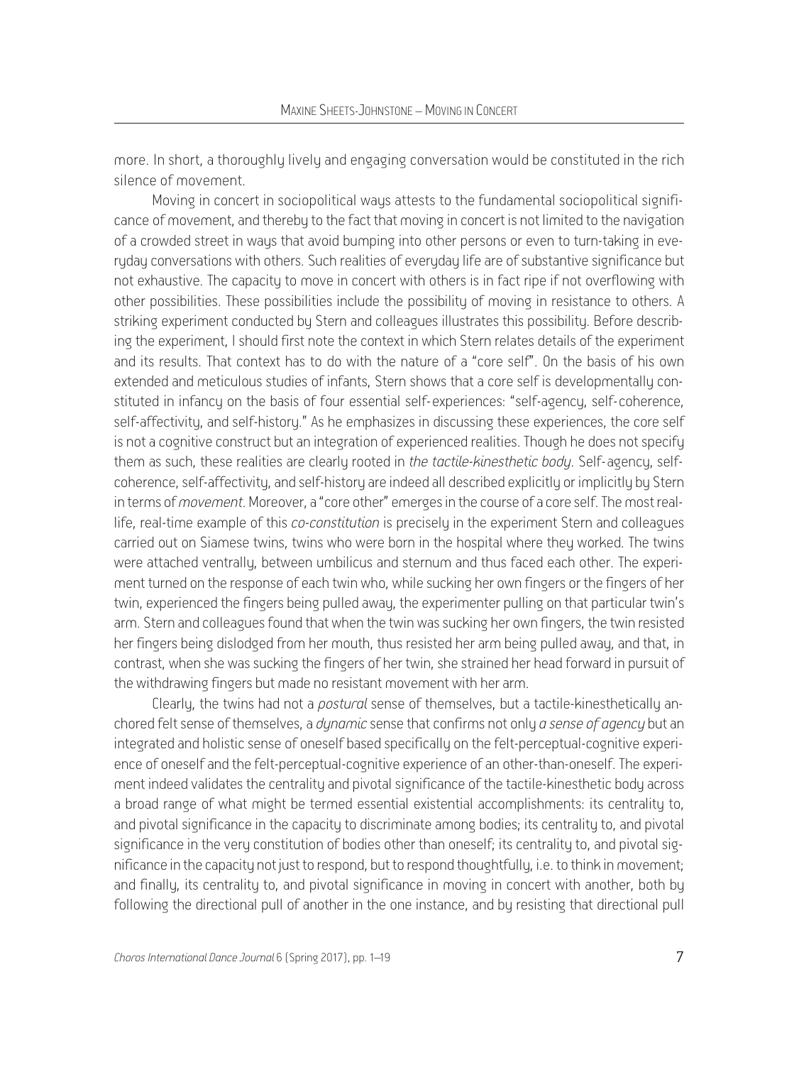more. In short, a thoroughly lively and engaging conversation would be constituted in the rich silence of movement.

Moving in concert in sociopolitical ways attests to the fundamental sociopolitical significance of movement, and thereby to the fact that moving in concert is not limited to the navigation of a crowded street in ways that avoid bumping into other persons or even to turn-taking in everyday conversations with others. Such realities of everyday life are of substantive significance but not exhaustive. The capacity to move in concert with others is in fact ripe if not overflowing with other possibilities. These possibilities include the possibility of moving in resistance to others. A striking experiment conducted by Stern and colleagues illustrates this possibility. Before describing the experiment, I should first note the context in which Stern relates details of the experiment and its results. That context has to do with the nature of a "core self". On the basis of his own extended and meticulous studies of infants, Stern shows that a core self is developmentally constituted in infancy on the basis of four essential self-experiences: "self-agency, self-coherence, self-affectivity, and self-history." As he emphasizes in discussing these experiences, the core self is not a cognitive construct but an integration of experienced realities. Though he does not specify them as such, these realities are clearly rooted in *the tactile-kinesthetic body*. Self-agency, self-coherence, self-affectivity, and self-history are indeed all described explicitly or implicitly by Stern in terms of *movement*. Moreover, a "core other" emerges in the course of a core self. The most real-life, real-time example of this *co-constitution* is precisely in the experiment Stern and colleagues carried out on Siamese twins, twins who were born in the hospital where they worked. The twins were attached ventrally, between umbilicus and sternum and thus faced each other. The experiment turned on the response of each twin who, while sucking her own fingers or the fingers of her twin, experienced the fingers being pulled away, the experimenter pulling on that particular twin's arm. Stern and colleagues found that when the twin was sucking her own fingers, the twin resisted her fingers being dislodged from her mouth, thus resisted her arm being pulled away, and that, in contrast, when she was sucking the fingers of her twin, she strained her head forward in pursuit of the withdrawing fingers but made no resistant movement with her arm.

Clearly, the twins had not a *postural* sense of themselves, but a tactile-kinesthetically anchored felt sense of themselves, a *dynamic* sense that confirms not only *a sense of agency* but an integrated and holistic sense of oneself based specifically on the felt-perceptual-cognitive experience of oneself and the felt-perceptual-cognitive experience of an other-than-oneself. The experiment indeed validates the centrality and pivotal significance of the tactile-kinesthetic body across a broad range of what might be termed essential existential accomplishments: its centrality to, and pivotal significance in the capacity to discriminate among bodies; its centrality to, and pivotal significance in the very constitution of bodies other than oneself; its centrality to, and pivotal significance in the capacity not just to respond, but to respond thoughtfully, i.e. to think in movement; and finally, its centrality to, and pivotal significance in moving in concert with another, both by following the directional pull of another in the one instance, and by resisting that directional pull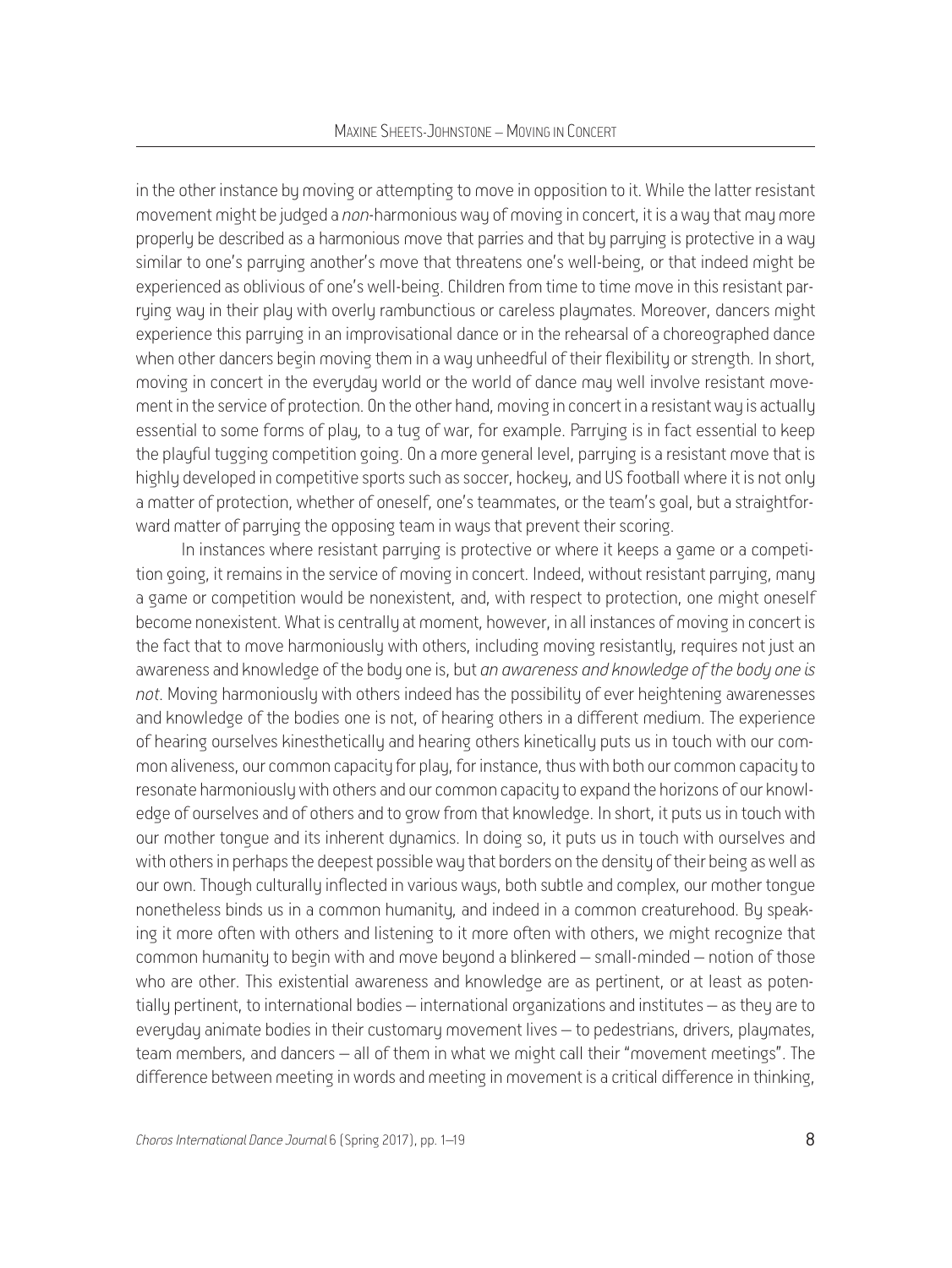in the other instance by moving or attempting to move in opposition to it. While the latter resistant movement might be judged a *non*-harmonious way of moving in concert, it is a way that may more properly be described as a harmonious move that parries and that by parrying is protective in a way similar to one's parrying another's move that threatens one's well-being, or that indeed might be experienced as oblivious of one's well-being. Children from time to time move in this resistant parrying way in their play with overly rambunctious or careless playmates. Moreover, dancers might experience this parrying in an improvisational dance or in the rehearsal of a choreographed dance when other dancers begin moving them in a way unheedful of their flexibility or strength. In short, moving in concert in the everyday world or the world of dance may well involve resistant movement in the service of protection. On the other hand, moving in concert in a resistant way is actually essential to some forms of play, to a tug of war, for example. Parrying is in fact essential to keep the playful tugging competition going. On a more general level, parrying is a resistant move that is highly developed in competitive sports such as soccer, hockey, and US football where it is not only a matter of protection, whether of oneself, one's teammates, or the team's goal, but a straightforward matter of parrying the opposing team in ways that prevent their scoring.

In instances where resistant parrying is protective or where it keeps a game or a competition going, it remains in the service of moving in concert. Indeed, without resistant parrying, many a game or competition would be nonexistent, and, with respect to protection, one might oneself become nonexistent. What is centrally at moment, however, in all instances of moving in concert is the fact that to move harmoniously with others, including moving resistantly, requires not just an awareness and knowledge of the body one is, but *an awareness and knowledge of the body one is not*. Moving harmoniously with others indeed has the possibility of ever heightening awarenesses and knowledge of the bodies one is not, of hearing others in a different medium. The experience of hearing ourselves kinesthetically and hearing others kinetically puts us in touch with our common aliveness, our common capacity for play, for instance, thus with both our common capacity to resonate harmoniously with others and our common capacity to expand the horizons of our knowledge of ourselves and of others and to grow from that knowledge. In short, it puts us in touch with our mother tongue and its inherent dynamics. In doing so, it puts us in touch with ourselves and with others in perhaps the deepest possible way that borders on the density of their being as well as our own. Though culturally inflected in various ways, both subtle and complex, our mother tongue nonetheless binds us in a common humanity, and indeed in a common creaturehood. By speaking it more often with others and listening to it more often with others, we might recognize that common humanity to begin with and move beyond a blinkered – small-minded – notion of those who are other. This existential awareness and knowledge are as pertinent, or at least as potentially pertinent, to international bodies – international organizations and institutes – as they are to everyday animate bodies in their customary movement lives – to pedestrians, drivers, playmates, team members, and dancers – all of them in what we might call their "movement meetings". The difference between meeting in words and meeting in movement is a critical difference in thinking,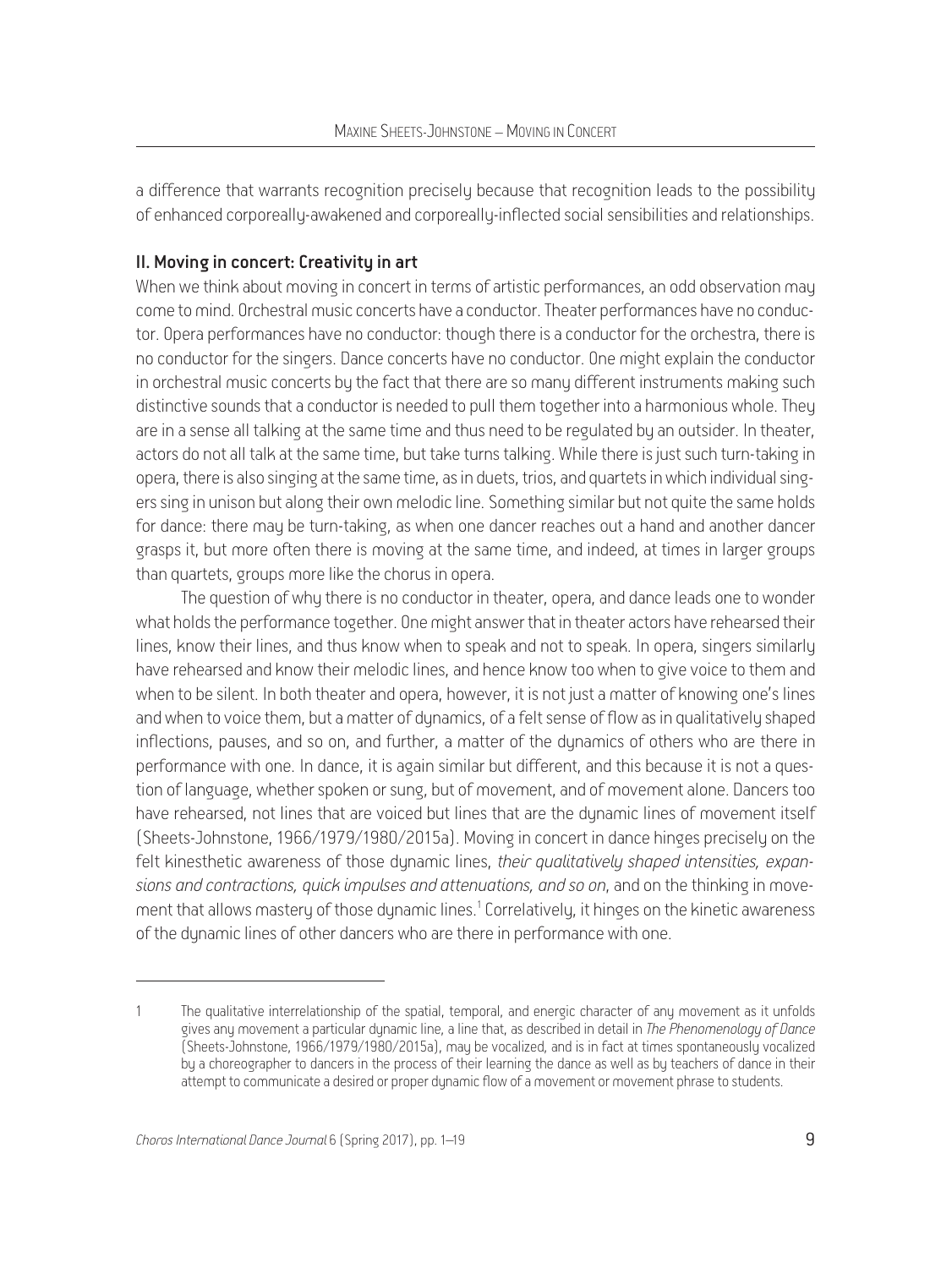a difference that warrants recognition precisely because that recognition leads to the possibility of enhanced corporeally-awakened and corporeally-inflected social sensibilities and relationships.

## II. Moving in concert: Creativity in art

When we think about moving in concert in terms of artistic performances, an odd observation may come to mind. Orchestral music concerts have a conductor. Theater performances have no conductor. Opera performances have no conductor: though there is a conductor for the orchestra, there is no conductor for the singers. Dance concerts have no conductor. One might explain the conductor in orchestral music concerts by the fact that there are so many different instruments making such distinctive sounds that a conductor is needed to pull them together into a harmonious whole. They are in a sense all talking at the same time and thus need to be regulated by an outsider. In theater, actors do not all talk at the same time, but take turns talking. While there is just such turn-taking in opera, there is also singing at the same time, as in duets, trios, and quartets in which individual singers sing in unison but along their own melodic line. Something similar but not quite the same holds for dance: there may be turn-taking, as when one dancer reaches out a hand and another dancer grasps it, but more often there is moving at the same time, and indeed, at times in larger groups than quartets, groups more like the chorus in opera.

The question of why there is no conductor in theater, opera, and dance leads one to wonder what holds the performance together. One might answer that in theater actors have rehearsed their lines, know their lines, and thus know when to speak and not to speak. In opera, singers similarly have rehearsed and know their melodic lines, and hence know too when to give voice to them and when to be silent. In both theater and opera, however, it is not just a matter of knowing one's lines and when to voice them, but a matter of dynamics, of a felt sense of flow as in qualitatively shaped inflections, pauses, and so on, and further, a matter of the dynamics of others who are there in performance with one. In dance, it is again similar but different, and this because it is not a question of language, whether spoken or sung, but of movement, and of movement alone. Dancers too have rehearsed, not lines that are voiced but lines that are the dynamic lines of movement itself (Sheets-Johnstone, 1966/1979/1980/2015a). Moving in concert in dance hinges precisely on the felt kinesthetic awareness of those dynamic lines, *their qualitatively shaped intensities, expansions and contractions, quick impulses and attenuations, and so on*, and on the thinking in movement that allows mastery of those dynamic lines.[1] Correlatively, it hinges on the kinetic awareness of the dynamic lines of other dancers who are there in performance with one.

---

1 The qualitative interrelationship of the spatial, temporal, and energic character of any movement as it unfolds gives any movement a particular dynamic line, a line that, as described in detail in *The Phenomenology of Dance* (Sheets-Johnstone, 1966/1979/1980/2015a), may be vocalized, and is in fact at times spontaneously vocalized by a choreographer to dancers in the process of their learning the dance as well as by teachers of dance in their attempt to communicate a desired or proper dynamic flow of a movement or movement phrase to students.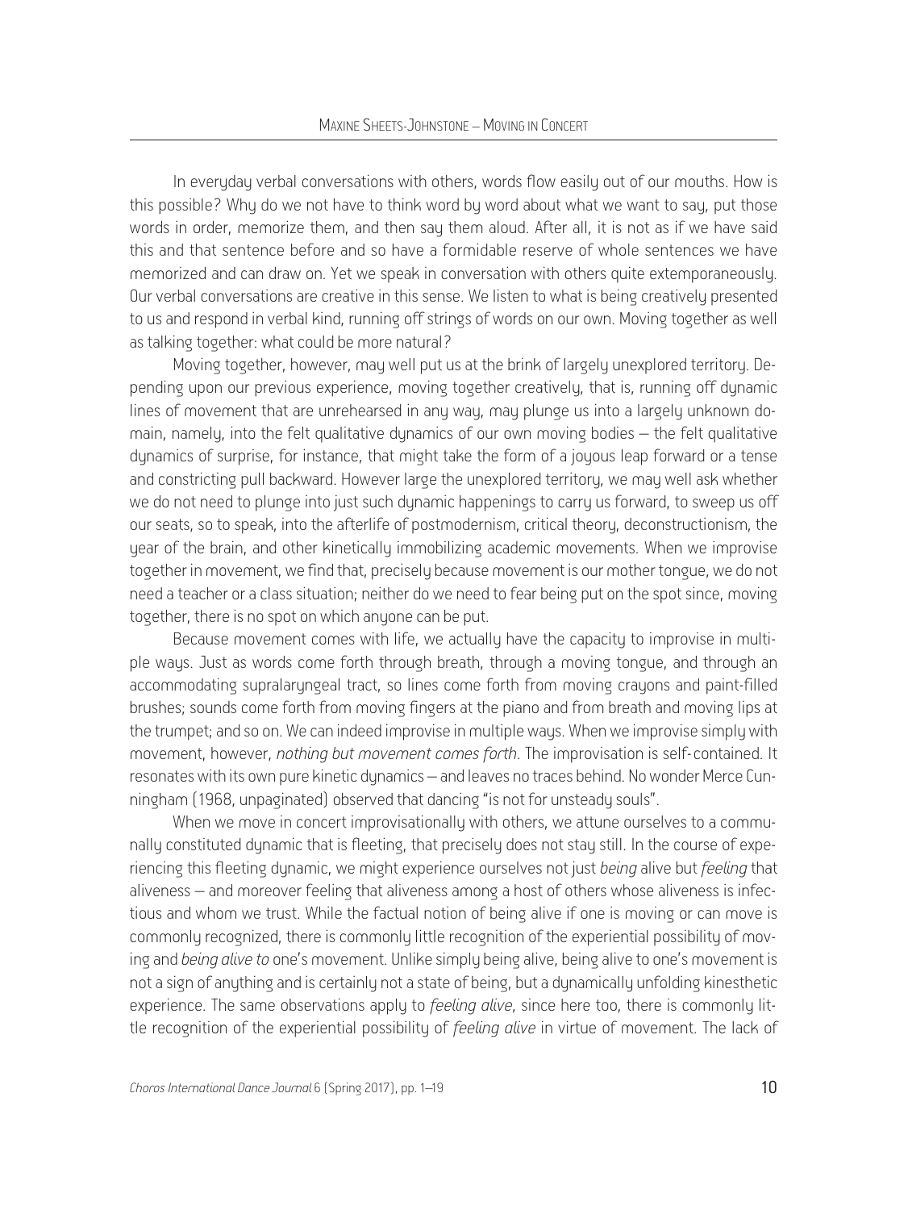In everyday verbal conversations with others, words flow easily out of our mouths. How is this possible? Why do we not have to think word by word about what we want to say, put those words in order, memorize them, and then say them aloud. After all, it is not as if we have said this and that sentence before and so have a formidable reserve of whole sentences we have memorized and can draw on. Yet we speak in conversation with others quite extemporaneously. Our verbal conversations are creative in this sense. We listen to what is being creatively presented to us and respond in verbal kind, running off strings of words on our own. Moving together as well as talking together: what could be more natural?

Moving together, however, may well put us at the brink of largely unexplored territory. Depending upon our previous experience, moving together creatively, that is, running off dynamic lines of movement that are unrehearsed in any way, may plunge us into a largely unknown domain, namely, into the felt qualitative dynamics of our own moving bodies – the felt qualitative dynamics of surprise, for instance, that might take the form of a joyous leap forward or a tense and constricting pull backward. However large the unexplored territory, we may well ask whether we do not need to plunge into just such dynamic happenings to carry us forward, to sweep us off our seats, so to speak, into the afterlife of postmodernism, critical theory, deconstructionism, the year of the brain, and other kinetically immobilizing academic movements. When we improvise together in movement, we find that, precisely because movement is our mother tongue, we do not need a teacher or a class situation; neither do we need to fear being put on the spot since, moving together, there is no spot on which anyone can be put.

Because movement comes with life, we actually have the capacity to improvise in multiple ways. Just as words come forth through breath, through a moving tongue, and through an accommodating supralaryngeal tract, so lines come forth from moving crayons and paint-filled brushes; sounds come forth from moving fingers at the piano and from breath and moving lips at the trumpet; and so on. We can indeed improvise in multiple ways. When we improvise simply with movement, however, *nothing but movement comes forth*. The improvisation is self-contained. It resonates with its own pure kinetic dynamics – and leaves no traces behind. No wonder Merce Cunningham (1968, unpaginated) observed that dancing "is not for unsteady souls".

When we move in concert improvisationally with others, we attune ourselves to a communally constituted dynamic that is fleeting, that precisely does not stay still. In the course of experiencing this fleeting dynamic, we might experience ourselves not just *being* alive but *feeling* that aliveness – and moreover feeling that aliveness among a host of others whose aliveness is infectious and whom we trust. While the factual notion of being alive if one is moving or can move is commonly recognized, there is commonly little recognition of the experiential possibility of moving and *being alive to* one's movement. Unlike simply being alive, being alive to one's movement is not a sign of anything and is certainly not a state of being, but a dynamically unfolding kinesthetic experience. The same observations apply to *feeling alive*, since here too, there is commonly little recognition of the experiential possibility of *feeling alive* in virtue of movement. The lack of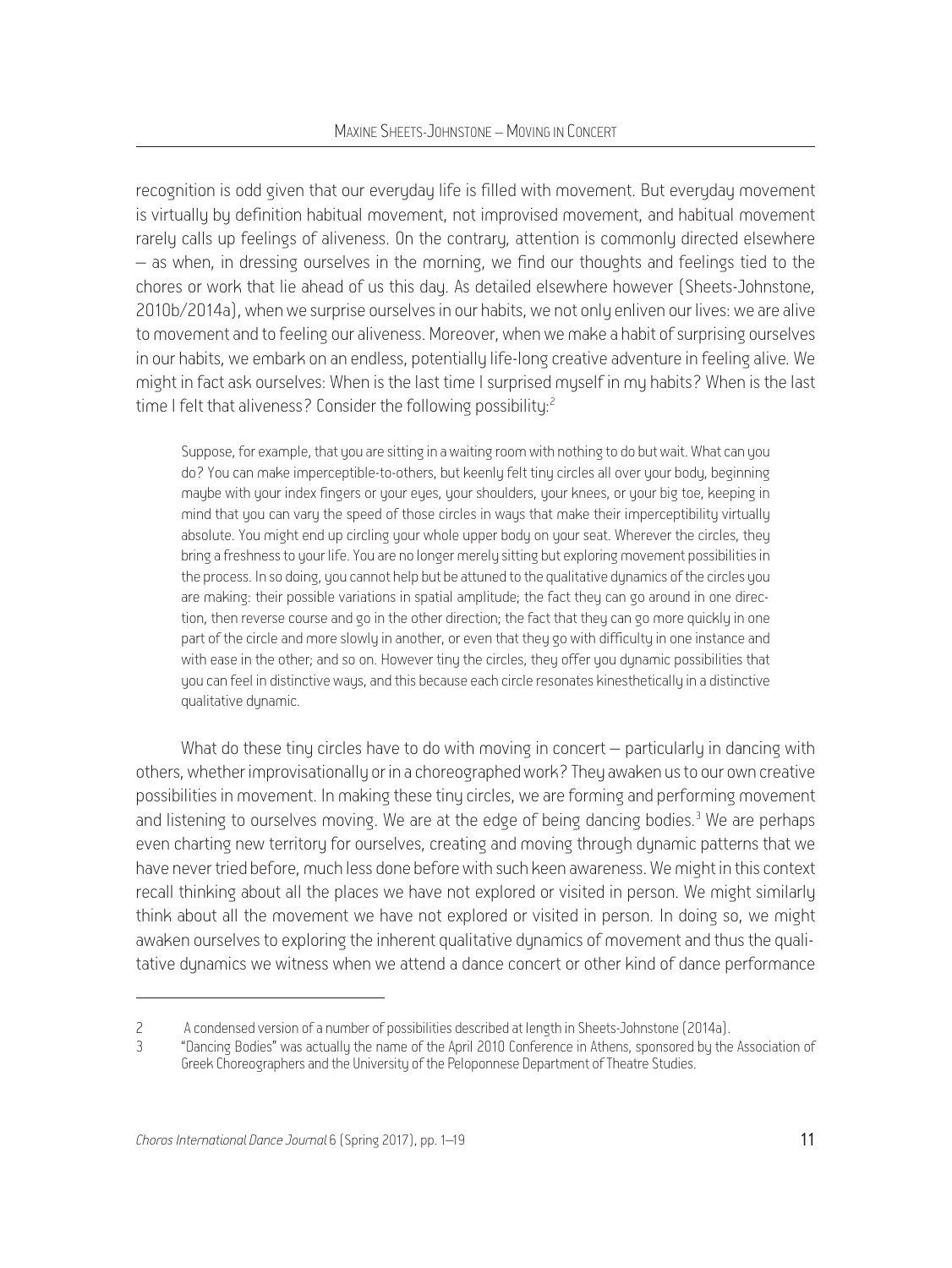recognition is odd given that our everyday life is filled with movement. But everyday movement is virtually by definition habitual movement, not improvised movement, and habitual movement rarely calls up feelings of aliveness. On the contrary, attention is commonly directed elsewhere – as when, in dressing ourselves in the morning, we find our thoughts and feelings tied to the chores or work that lie ahead of us this day. As detailed elsewhere however (Sheets-Johnstone, 2010b/2014a), when we surprise ourselves in our habits, we not only enliven our lives: we are alive to movement and to feeling our aliveness. Moreover, when we make a habit of surprising ourselves in our habits, we embark on an endless, potentially life-long creative adventure in feeling alive. We might in fact ask ourselves: When is the last time I surprised myself in my habits? When is the last time I felt that aliveness? Consider the following possibility:[2]

> Suppose, for example, that you are sitting in a waiting room with nothing to do but wait. What can you do? You can make imperceptible-to-others, but keenly felt tiny circles all over your body, beginning maybe with your index fingers or your eyes, your shoulders, your knees, or your big toe, keeping in mind that you can vary the speed of those circles in ways that make their imperceptibility virtually absolute. You might end up circling your whole upper body on your seat. Wherever the circles, they bring a freshness to your life. You are no longer merely sitting but exploring movement possibilities in the process. In so doing, you cannot help but be attuned to the qualitative dynamics of the circles you are making: their possible variations in spatial amplitude; the fact they can go around in one direction, then reverse course and go in the other direction; the fact that they can go more quickly in one part of the circle and more slowly in another, or even that they go with difficulty in one instance and with ease in the other; and so on. However tiny the circles, they offer you dynamic possibilities that you can feel in distinctive ways, and this because each circle resonates kinesthetically in a distinctive qualitative dynamic.

What do these tiny circles have to do with moving in concert – particularly in dancing with others, whether improvisationally or in a choreographed work? They awaken us to our own creative possibilities in movement. In making these tiny circles, we are forming and performing movement and listening to ourselves moving. We are at the edge of being dancing bodies.[3] We are perhaps even charting new territory for ourselves, creating and moving through dynamic patterns that we have never tried before, much less done before with such keen awareness. We might in this context recall thinking about all the places we have not explored or visited in person. We might similarly think about all the movement we have not explored or visited in person. In doing so, we might awaken ourselves to exploring the inherent qualitative dynamics of movement and thus the qualitative dynamics we witness when we attend a dance concert or other kind of dance performance

---

2 A condensed version of a number of possibilities described at length in Sheets-Johnstone (2014a).

3 "Dancing Bodies" was actually the name of the April 2010 Conference in Athens, sponsored by the Association of Greek Choreographers and the University of the Peloponnese Department of Theatre Studies.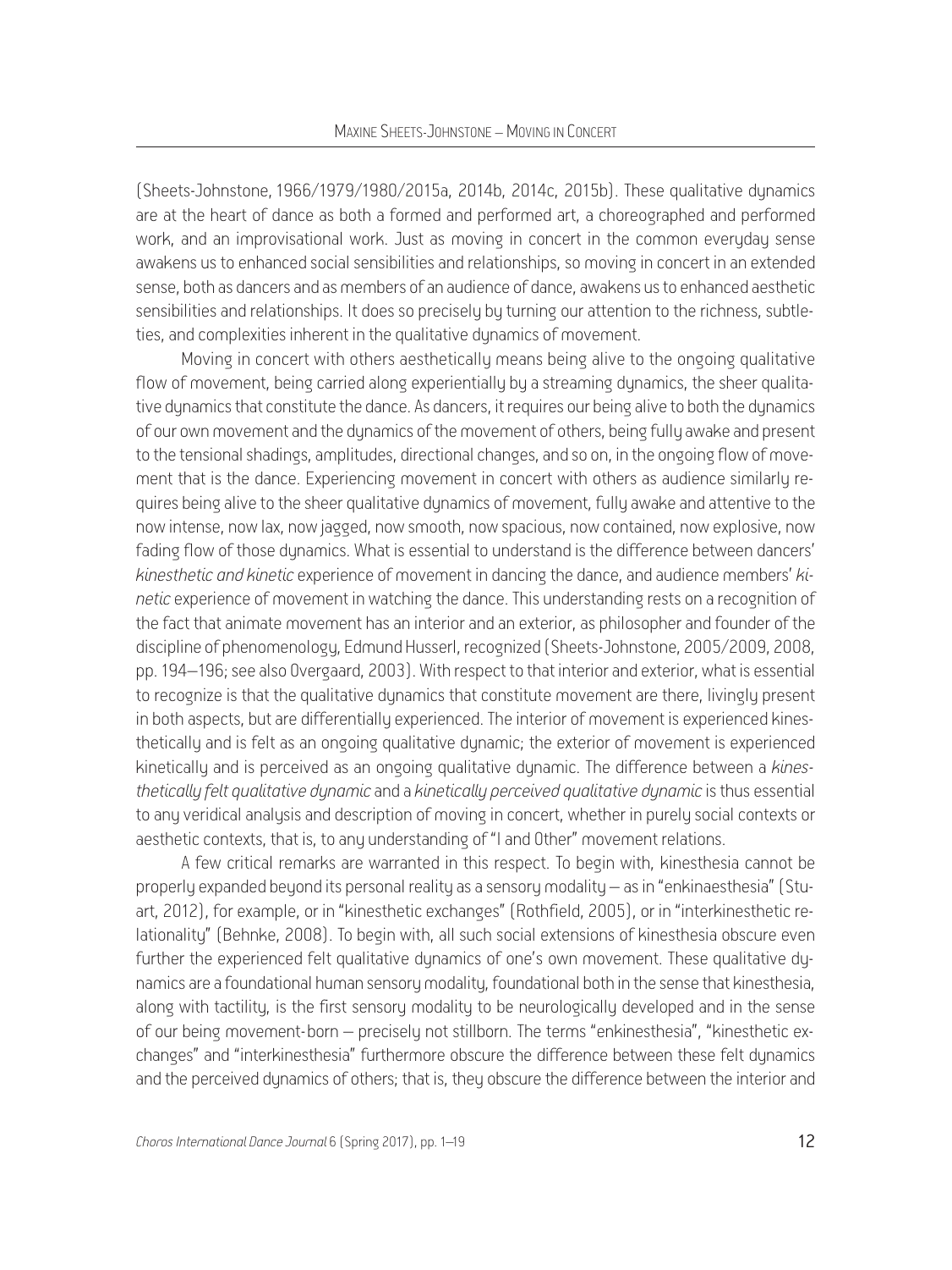(Sheets-Johnstone, 1966/1979/1980/2015a, 2014b, 2014c, 2015b). These qualitative dynamics are at the heart of dance as both a formed and performed art, a choreographed and performed work, and an improvisational work. Just as moving in concert in the common everyday sense awakens us to enhanced social sensibilities and relationships, so moving in concert in an extended sense, both as dancers and as members of an audience of dance, awakens us to enhanced aesthetic sensibilities and relationships. It does so precisely by turning our attention to the richness, subtleties, and complexities inherent in the qualitative dynamics of movement.

Moving in concert with others aesthetically means being alive to the ongoing qualitative flow of movement, being carried along experientially by a streaming dynamics, the sheer qualitative dynamics that constitute the dance. As dancers, it requires our being alive to both the dynamics of our own movement and the dynamics of the movement of others, being fully awake and present to the tensional shadings, amplitudes, directional changes, and so on, in the ongoing flow of movement that is the dance. Experiencing movement in concert with others as audience similarly requires being alive to the sheer qualitative dynamics of movement, fully awake and attentive to the now intense, now lax, now jagged, now smooth, now spacious, now contained, now explosive, now fading flow of those dynamics. What is essential to understand is the difference between dancers' *kinesthetic and kinetic* experience of movement in dancing the dance, and audience members' *kinetic* experience of movement in watching the dance. This understanding rests on a recognition of the fact that animate movement has an interior and an exterior, as philosopher and founder of the discipline of phenomenology, Edmund Husserl, recognized (Sheets-Johnstone, 2005/2009, 2008, pp. 194–196; see also Overgaard, 2003). With respect to that interior and exterior, what is essential to recognize is that the qualitative dynamics that constitute movement are there, livingly present in both aspects, but are differentially experienced. The interior of movement is experienced kinesthetically and is felt as an ongoing qualitative dynamic; the exterior of movement is experienced kinetically and is perceived as an ongoing qualitative dynamic. The difference between a *kinesthetically felt qualitative dynamic* and a *kinetically perceived qualitative dynamic* is thus essential to any veridical analysis and description of moving in concert, whether in purely social contexts or aesthetic contexts, that is, to any understanding of "I and Other" movement relations.

A few critical remarks are warranted in this respect. To begin with, kinesthesia cannot be properly expanded beyond its personal reality as a sensory modality – as in "enkinaesthesia" (Stuart, 2012), for example, or in "kinesthetic exchanges" (Rothfield, 2005), or in "interkinesthetic relationality" (Behnke, 2008). To begin with, all such social extensions of kinesthesia obscure even further the experienced felt qualitative dynamics of one's own movement. These qualitative dynamics are a foundational human sensory modality, foundational both in the sense that kinesthesia, along with tactility, is the first sensory modality to be neurologically developed and in the sense of our being movement-born – precisely not stillborn. The terms "enkinesthesia", "kinesthetic exchanges" and "interkinesthesia" furthermore obscure the difference between these felt dynamics and the perceived dynamics of others; that is, they obscure the difference between the interior and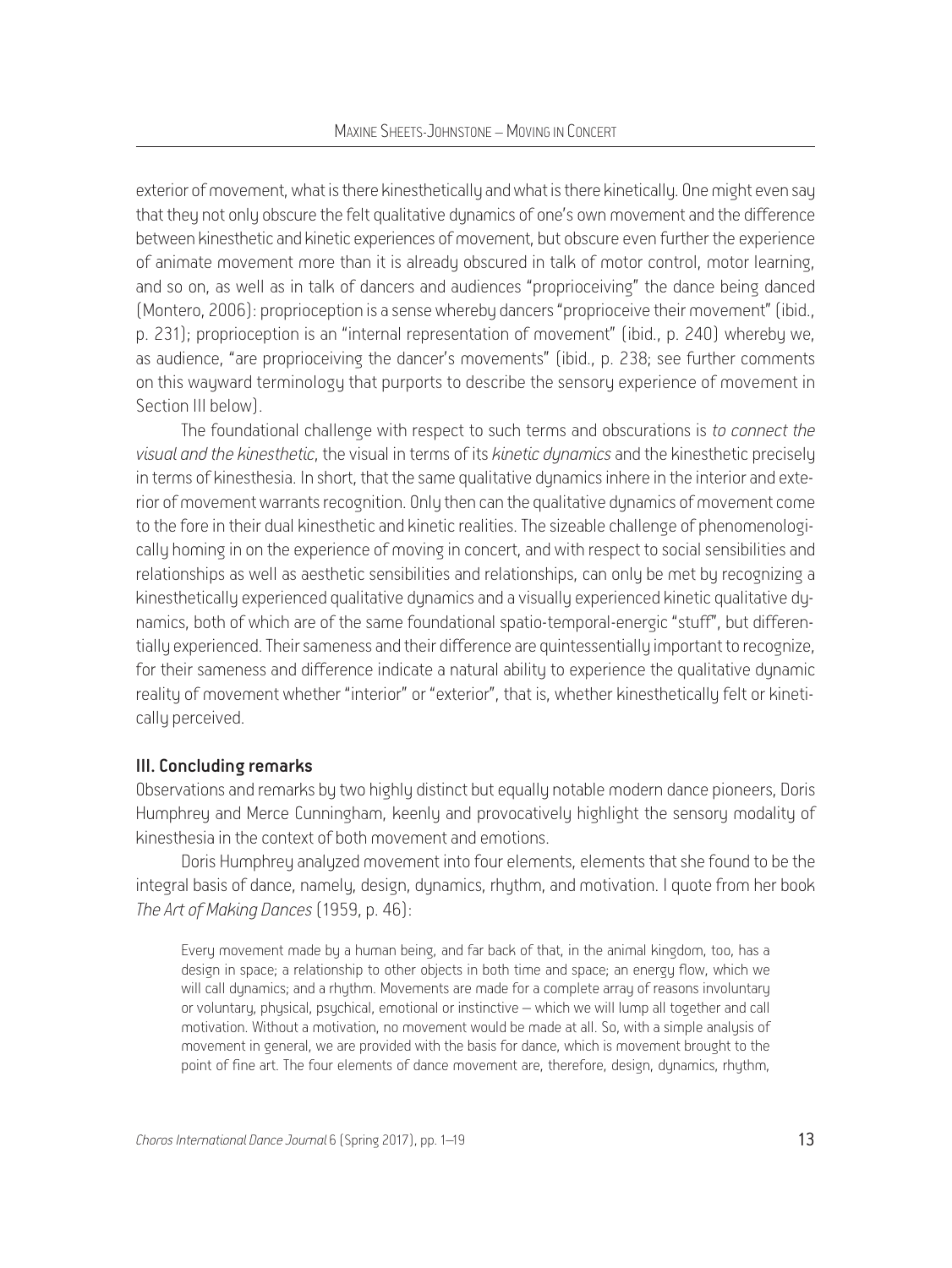exterior of movement, what is there kinesthetically and what is there kinetically. One might even say that they not only obscure the felt qualitative dynamics of one's own movement and the difference between kinesthetic and kinetic experiences of movement, but obscure even further the experience of animate movement more than it is already obscured in talk of motor control, motor learning, and so on, as well as in talk of dancers and audiences "proprioceiving" the dance being danced (Montero, 2006): proprioception is a sense whereby dancers "proprioceive their movement" (ibid., p. 231); proprioception is an "internal representation of movement" (ibid., p. 240) whereby we, as audience, "are proprioceiving the dancer's movements" (ibid., p. 238; see further comments on this wayward terminology that purports to describe the sensory experience of movement in Section III below).

The foundational challenge with respect to such terms and obscurations is *to connect the visual and the kinesthetic*, the visual in terms of its *kinetic dynamics* and the kinesthetic precisely in terms of kinesthesia. In short, that the same qualitative dynamics inhere in the interior and exterior of movement warrants recognition. Only then can the qualitative dynamics of movement come to the fore in their dual kinesthetic and kinetic realities. The sizeable challenge of phenomenologically homing in on the experience of moving in concert, and with respect to social sensibilities and relationships as well as aesthetic sensibilities and relationships, can only be met by recognizing a kinesthetically experienced qualitative dynamics and a visually experienced kinetic qualitative dynamics, both of which are of the same foundational spatio-temporal-energic "stuff", but differentially experienced. Their sameness and their difference are quintessentially important to recognize, for their sameness and difference indicate a natural ability to experience the qualitative dynamic reality of movement whether "interior" or "exterior", that is, whether kinesthetically felt or kinetically perceived.

## III. Concluding remarks

Observations and remarks by two highly distinct but equally notable modern dance pioneers, Doris Humphrey and Merce Cunningham, keenly and provocatively highlight the sensory modality of kinesthesia in the context of both movement and emotions.

Doris Humphrey analyzed movement into four elements, elements that she found to be the integral basis of dance, namely, design, dynamics, rhythm, and motivation. I quote from her book *The Art of Making Dances* (1959, p. 46):

> Every movement made by a human being, and far back of that, in the animal kingdom, too, has a design in space; a relationship to other objects in both time and space; an energy flow, which we will call dynamics; and a rhythm. Movements are made for a complete array of reasons involuntary or voluntary, physical, psychical, emotional or instinctive – which we will lump all together and call motivation. Without a motivation, no movement would be made at all. So, with a simple analysis of movement in general, we are provided with the basis for dance, which is movement brought to the point of fine art. The four elements of dance movement are, therefore, design, dynamics, rhythm,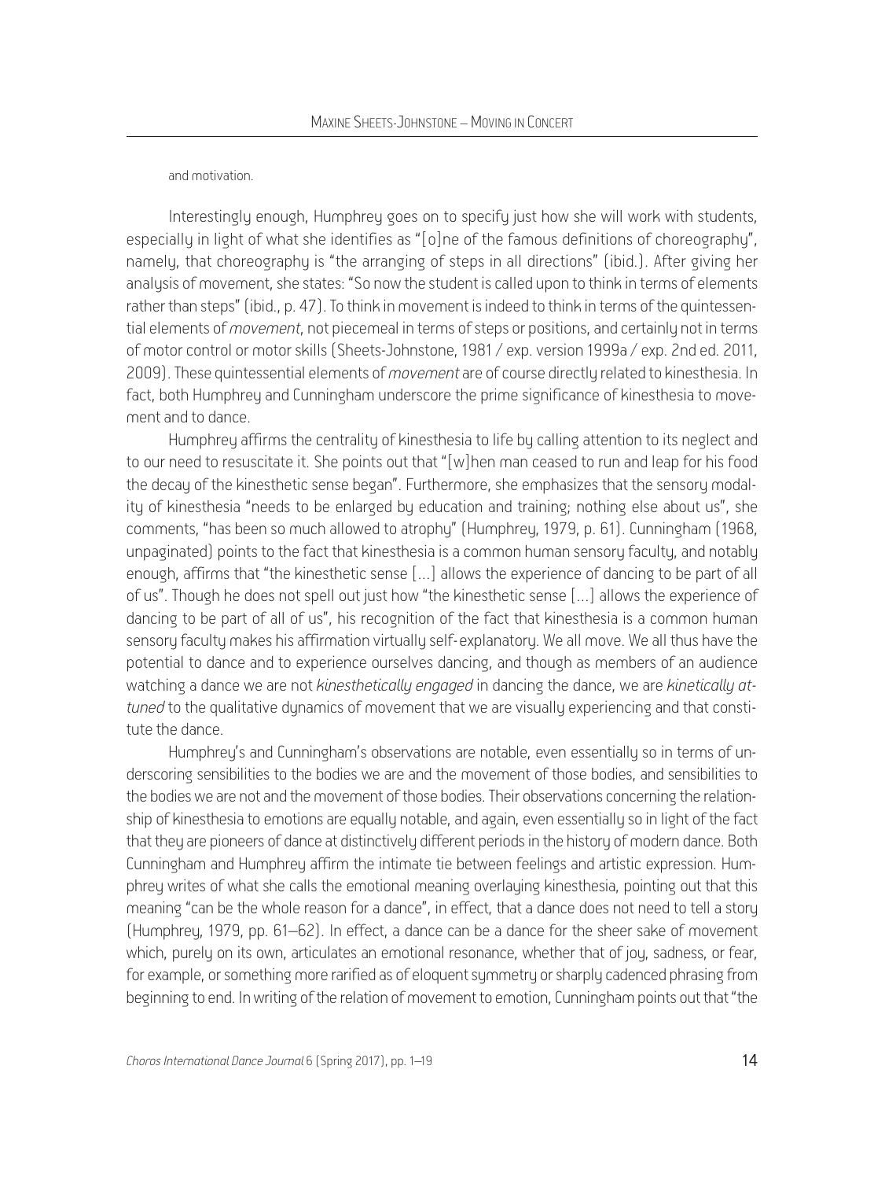and motivation.

Interestingly enough, Humphrey goes on to specify just how she will work with students, especially in light of what she identifies as "[o]ne of the famous definitions of choreography", namely, that choreography is "the arranging of steps in all directions" (ibid.). After giving her analysis of movement, she states: "So now the student is called upon to think in terms of elements rather than steps" (ibid., p. 47). To think in movement is indeed to think in terms of the quintessential elements of *movement*, not piecemeal in terms of steps or positions, and certainly not in terms of motor control or motor skills (Sheets-Johnstone, 1981 / exp. version 1999a / exp. 2nd ed. 2011, 2009). These quintessential elements of *movement* are of course directly related to kinesthesia. In fact, both Humphrey and Cunningham underscore the prime significance of kinesthesia to movement and to dance.

Humphrey affirms the centrality of kinesthesia to life by calling attention to its neglect and to our need to resuscitate it. She points out that "[w]hen man ceased to run and leap for his food the decay of the kinesthetic sense began". Furthermore, she emphasizes that the sensory modality of kinesthesia "needs to be enlarged by education and training; nothing else about us", she comments, "has been so much allowed to atrophy" (Humphrey, 1979, p. 61). Cunningham (1968, unpaginated) points to the fact that kinesthesia is a common human sensory faculty, and notably enough, affirms that "the kinesthetic sense [...] allows the experience of dancing to be part of all of us". Though he does not spell out just how "the kinesthetic sense [...] allows the experience of dancing to be part of all of us", his recognition of the fact that kinesthesia is a common human sensory faculty makes his affirmation virtually self-explanatory. We all move. We all thus have the potential to dance and to experience ourselves dancing, and though as members of an audience watching a dance we are not *kinesthetically engaged* in dancing the dance, we are *kinetically attuned* to the qualitative dynamics of movement that we are visually experiencing and that constitute the dance.

Humphrey's and Cunningham's observations are notable, even essentially so in terms of underscoring sensibilities to the bodies we are and the movement of those bodies, and sensibilities to the bodies we are not and the movement of those bodies. Their observations concerning the relationship of kinesthesia to emotions are equally notable, and again, even essentially so in light of the fact that they are pioneers of dance at distinctively different periods in the history of modern dance. Both Cunningham and Humphrey affirm the intimate tie between feelings and artistic expression. Humphrey writes of what she calls the emotional meaning overlaying kinesthesia, pointing out that this meaning "can be the whole reason for a dance", in effect, that a dance does not need to tell a story (Humphrey, 1979, pp. 61–62). In effect, a dance can be a dance for the sheer sake of movement which, purely on its own, articulates an emotional resonance, whether that of joy, sadness, or fear, for example, or something more rarified as of eloquent symmetry or sharply cadenced phrasing from beginning to end. In writing of the relation of movement to emotion, Cunningham points out that "the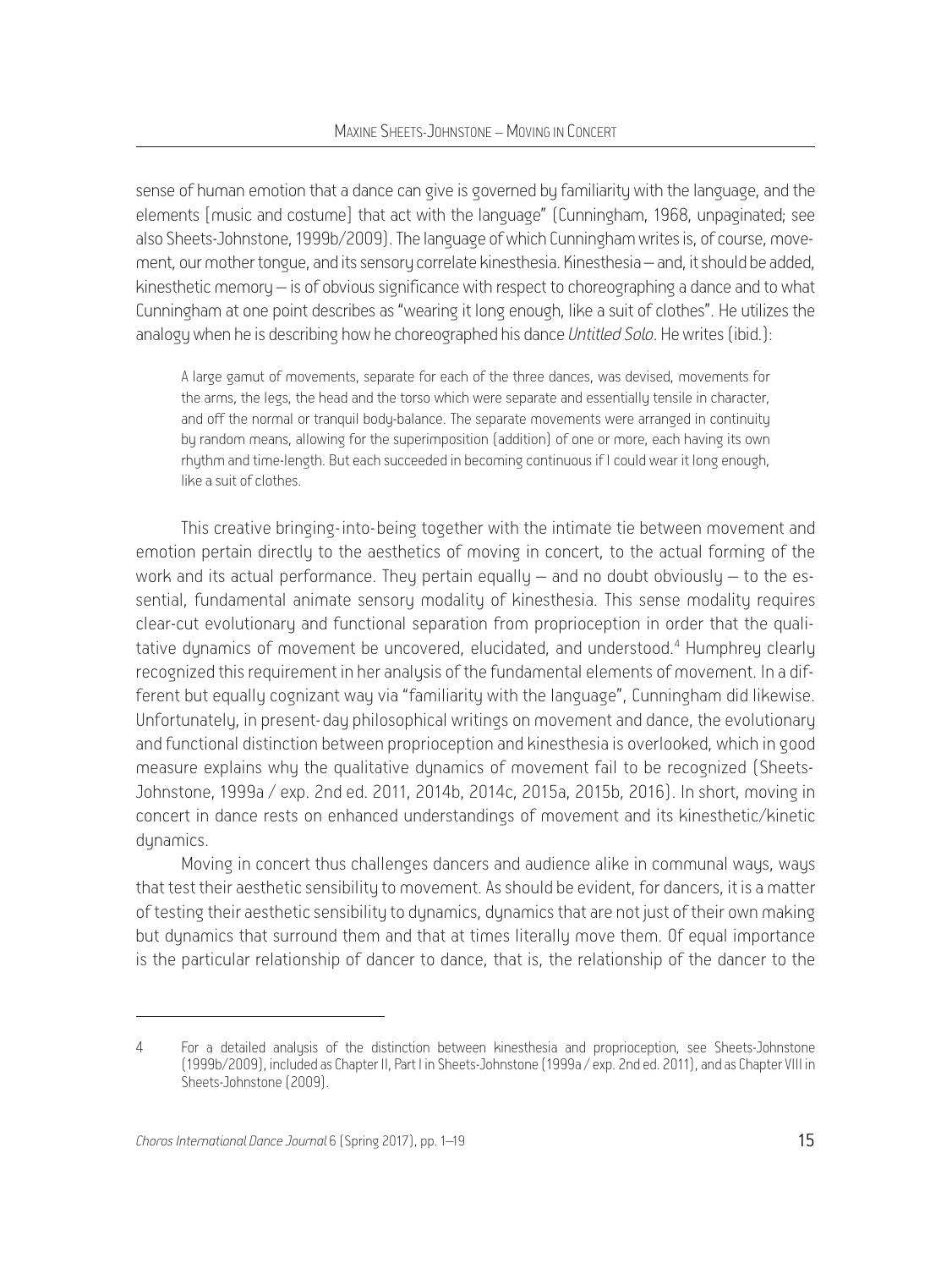sense of human emotion that a dance can give is governed by familiarity with the language, and the elements [music and costume] that act with the language" (Cunningham, 1968, unpaginated; see also Sheets-Johnstone, 1999b/2009). The language of which Cunningham writes is, of course, movement, our mother tongue, and its sensory correlate kinesthesia. Kinesthesia – and, it should be added, kinesthetic memory – is of obvious significance with respect to choreographing a dance and to what Cunningham at one point describes as "wearing it long enough, like a suit of clothes". He utilizes the analogy when he is describing how he choreographed his dance *Untitled Solo*. He writes (ibid.):

> A large gamut of movements, separate for each of the three dances, was devised, movements for the arms, the legs, the head and the torso which were separate and essentially tensile in character, and off the normal or tranquil body-balance. The separate movements were arranged in continuity by random means, allowing for the superimposition (addition) of one or more, each having its own rhythm and time-length. But each succeeded in becoming continuous if I could wear it long enough, like a suit of clothes.

This creative bringing-into-being together with the intimate tie between movement and emotion pertain directly to the aesthetics of moving in concert, to the actual forming of the work and its actual performance. They pertain equally – and no doubt obviously – to the essential, fundamental animate sensory modality of kinesthesia. This sense modality requires clear-cut evolutionary and functional separation from proprioception in order that the qualitative dynamics of movement be uncovered, elucidated, and understood.[4] Humphrey clearly recognized this requirement in her analysis of the fundamental elements of movement. In a different but equally cognizant way via "familiarity with the language", Cunningham did likewise. Unfortunately, in present-day philosophical writings on movement and dance, the evolutionary and functional distinction between proprioception and kinesthesia is overlooked, which in good measure explains why the qualitative dynamics of movement fail to be recognized (Sheets-Johnstone, 1999a / exp. 2nd ed. 2011, 2014b, 2014c, 2015a, 2015b, 2016). In short, moving in concert in dance rests on enhanced understandings of movement and its kinesthetic/kinetic dynamics.

Moving in concert thus challenges dancers and audience alike in communal ways, ways that test their aesthetic sensibility to movement. As should be evident, for dancers, it is a matter of testing their aesthetic sensibility to dynamics, dynamics that are not just of their own making but dynamics that surround them and that at times literally move them. Of equal importance is the particular relationship of dancer to dance, that is, the relationship of the dancer to the

---

4 For a detailed analysis of the distinction between kinesthesia and proprioception, see Sheets-Johnstone (1999b/2009), included as Chapter II, Part I in Sheets-Johnstone (1999a / exp. 2nd ed. 2011), and as Chapter VIII in Sheets-Johnstone (2009).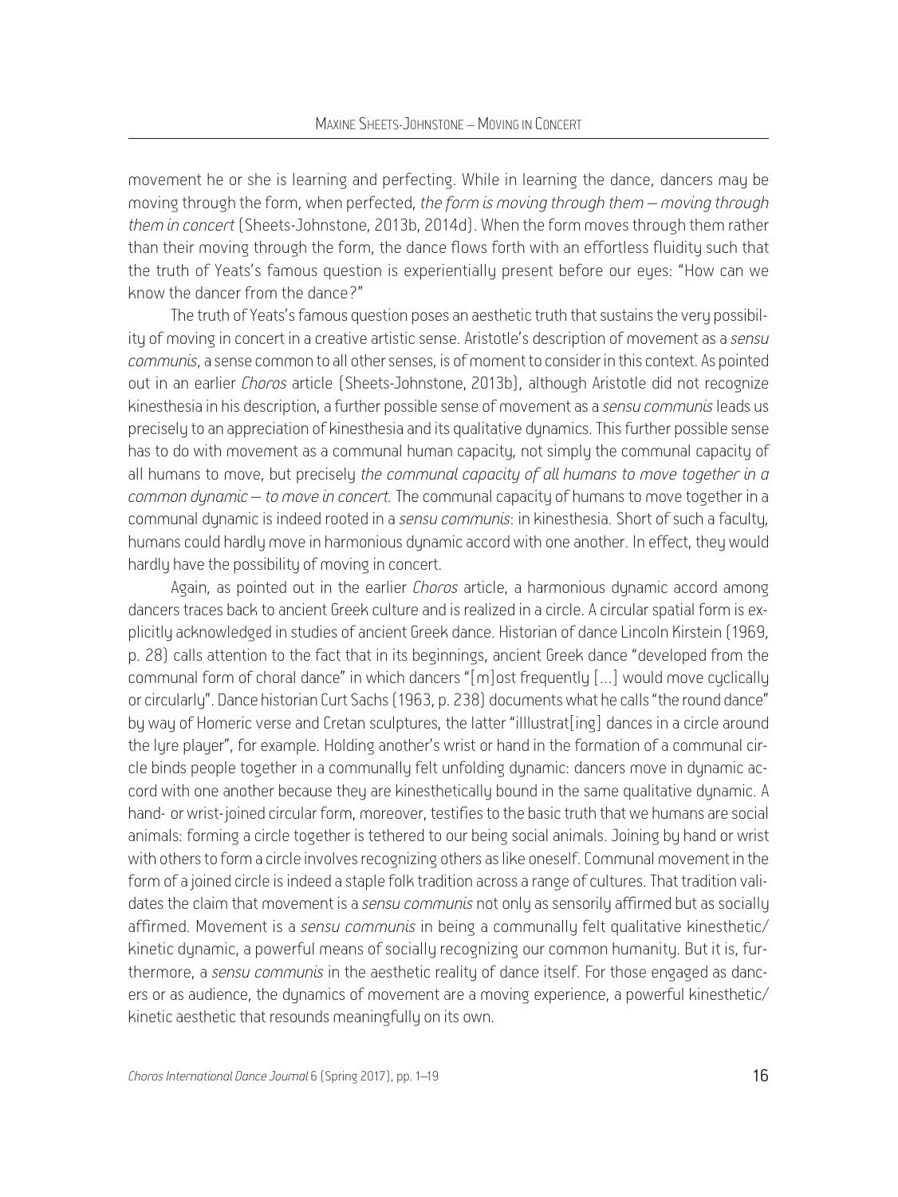movement he or she is learning and perfecting. While in learning the dance, dancers may be moving through the form, when perfected, *the form is moving through them – moving through them in concert* (Sheets-Johnstone, 2013b, 2014d). When the form moves through them rather than their moving through the form, the dance flows forth with an effortless fluidity such that the truth of Yeats's famous question is experientially present before our eyes: "How can we know the dancer from the dance?"

The truth of Yeats's famous question poses an aesthetic truth that sustains the very possibility of moving in concert in a creative artistic sense. Aristotle's description of movement as a *sensu communis*, a sense common to all other senses, is of moment to consider in this context. As pointed out in an earlier *Choros* article (Sheets-Johnstone, 2013b), although Aristotle did not recognize kinesthesia in his description, a further possible sense of movement as a *sensu communis* leads us precisely to an appreciation of kinesthesia and its qualitative dynamics. This further possible sense has to do with movement as a communal human capacity, not simply the communal capacity of all humans to move, but precisely *the communal capacity of all humans to move together in a common dynamic – to move in concert.* The communal capacity of humans to move together in a communal dynamic is indeed rooted in a *sensu communis*: in kinesthesia. Short of such a faculty, humans could hardly move in harmonious dynamic accord with one another. In effect, they would hardly have the possibility of moving in concert.

Again, as pointed out in the earlier *Choros* article, a harmonious dynamic accord among dancers traces back to ancient Greek culture and is realized in a circle. A circular spatial form is explicitly acknowledged in studies of ancient Greek dance. Historian of dance Lincoln Kirstein (1969, p. 28) calls attention to the fact that in its beginnings, ancient Greek dance "developed from the communal form of choral dance" in which dancers "[m]ost frequently [...] would move cyclically or circularly". Dance historian Curt Sachs (1963, p. 238) documents what he calls "the round dance" by way of Homeric verse and Cretan sculptures, the latter "illlustrat[ing] dances in a circle around the lyre player", for example. Holding another's wrist or hand in the formation of a communal circle binds people together in a communally felt unfolding dynamic: dancers move in dynamic accord with one another because they are kinesthetically bound in the same qualitative dynamic. A hand- or wrist-joined circular form, moreover, testifies to the basic truth that we humans are social animals: forming a circle together is tethered to our being social animals. Joining by hand or wrist with others to form a circle involves recognizing others as like oneself. Communal movement in the form of a joined circle is indeed a staple folk tradition across a range of cultures. That tradition validates the claim that movement is a *sensu communis* not only as sensorily affirmed but as socially affirmed. Movement is a *sensu communis* in being a communally felt qualitative kinesthetic/kinetic dynamic, a powerful means of socially recognizing our common humanity. But it is, furthermore, a *sensu communis* in the aesthetic reality of dance itself. For those engaged as dancers or as audience, the dynamics of movement are a moving experience, a powerful kinesthetic/kinetic aesthetic that resounds meaningfully on its own.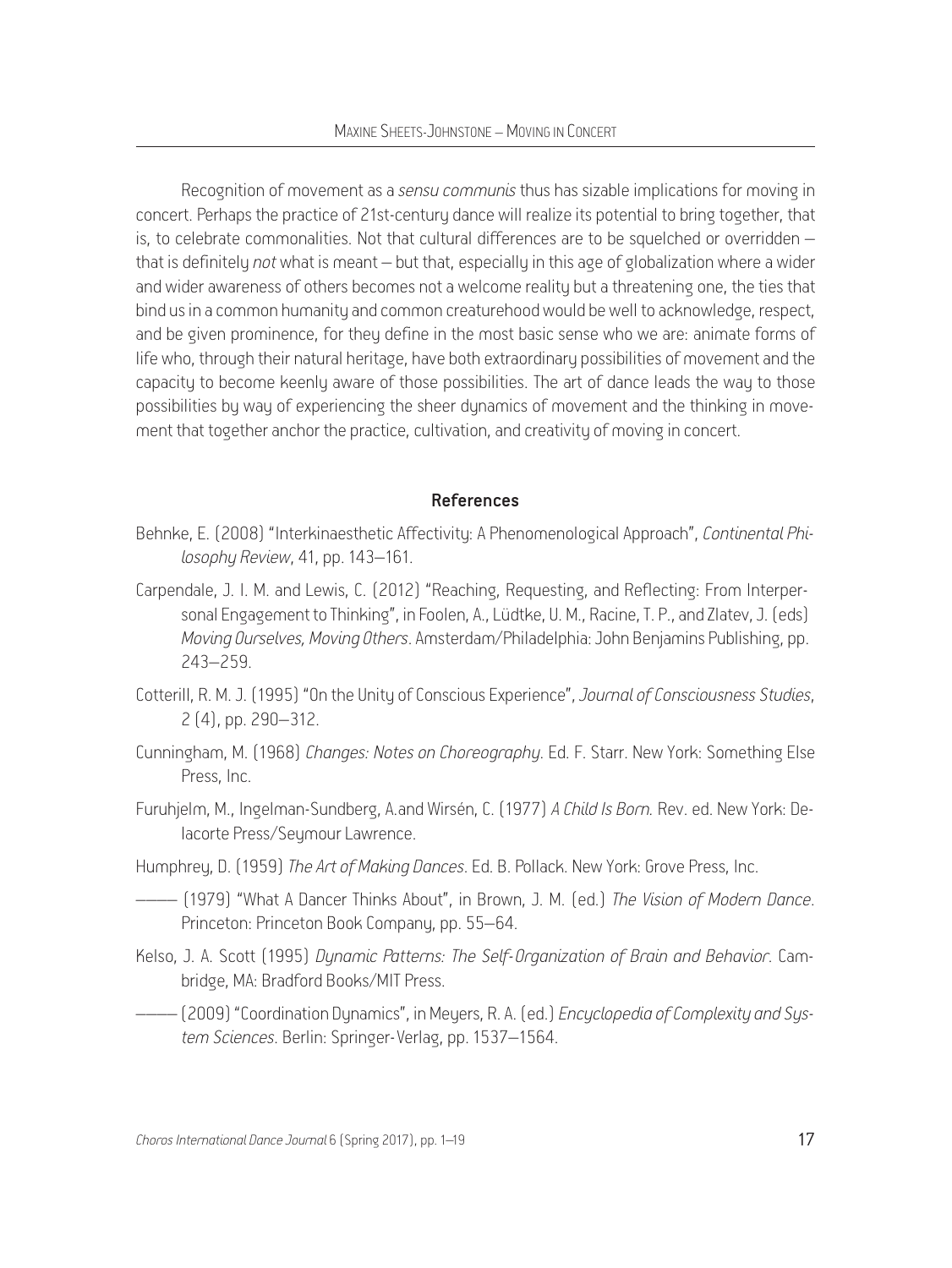Recognition of movement as a *sensu communis* thus has sizable implications for moving in concert. Perhaps the practice of 21st-century dance will realize its potential to bring together, that is, to celebrate commonalities. Not that cultural differences are to be squelched or overridden – that is definitely *not* what is meant – but that, especially in this age of globalization where a wider and wider awareness of others becomes not a welcome reality but a threatening one, the ties that bind us in a common humanity and common creaturehood would be well to acknowledge, respect, and be given prominence, for they define in the most basic sense who we are: animate forms of life who, through their natural heritage, have both extraordinary possibilities of movement and the capacity to become keenly aware of those possibilities. The art of dance leads the way to those possibilities by way of experiencing the sheer dynamics of movement and the thinking in movement that together anchor the practice, cultivation, and creativity of moving in concert.

## References

Behnke, E. (2008) "Interkinaesthetic Affectivity: A Phenomenological Approach", *Continental Philosophy Review*, 41, pp. 143–161.

Carpendale, J. I. M. and Lewis, C. (2012) "Reaching, Requesting, and Reflecting: From Interpersonal Engagement to Thinking", in Foolen, A., Lüdtke, U. M., Racine, T. P., and Zlatev, J. (eds) *Moving Ourselves, Moving Others*. Amsterdam/Philadelphia: John Benjamins Publishing, pp. 243–259.

Cotterill, R. M. J. (1995) "On the Unity of Conscious Experience", *Journal of Consciousness Studies*, 2 (4), pp. 290–312.

Cunningham, M. (1968) *Changes: Notes on Choreography*. Ed. F. Starr. New York: Something Else Press, Inc.

Furuhjelm, M., Ingelman-Sundberg, A.and Wirsén, C. (1977) *A Child Is Born*. Rev. ed. New York: Delacorte Press/Seymour Lawrence.

Humphrey, D. (1959) *The Art of Making Dances*. Ed. B. Pollack. New York: Grove Press, Inc.

——— (1979) "What A Dancer Thinks About", in Brown, J. M. (ed.) *The Vision of Modern Dance*. Princeton: Princeton Book Company, pp. 55–64.

Kelso, J. A. Scott (1995) *Dynamic Patterns: The Self-Organization of Brain and Behavior*. Cambridge, MA: Bradford Books/MIT Press.

——— (2009) "Coordination Dynamics", in Meyers, R. A. (ed.) *Encyclopedia of Complexity and System Sciences*. Berlin: Springer-Verlag, pp. 1537–1564.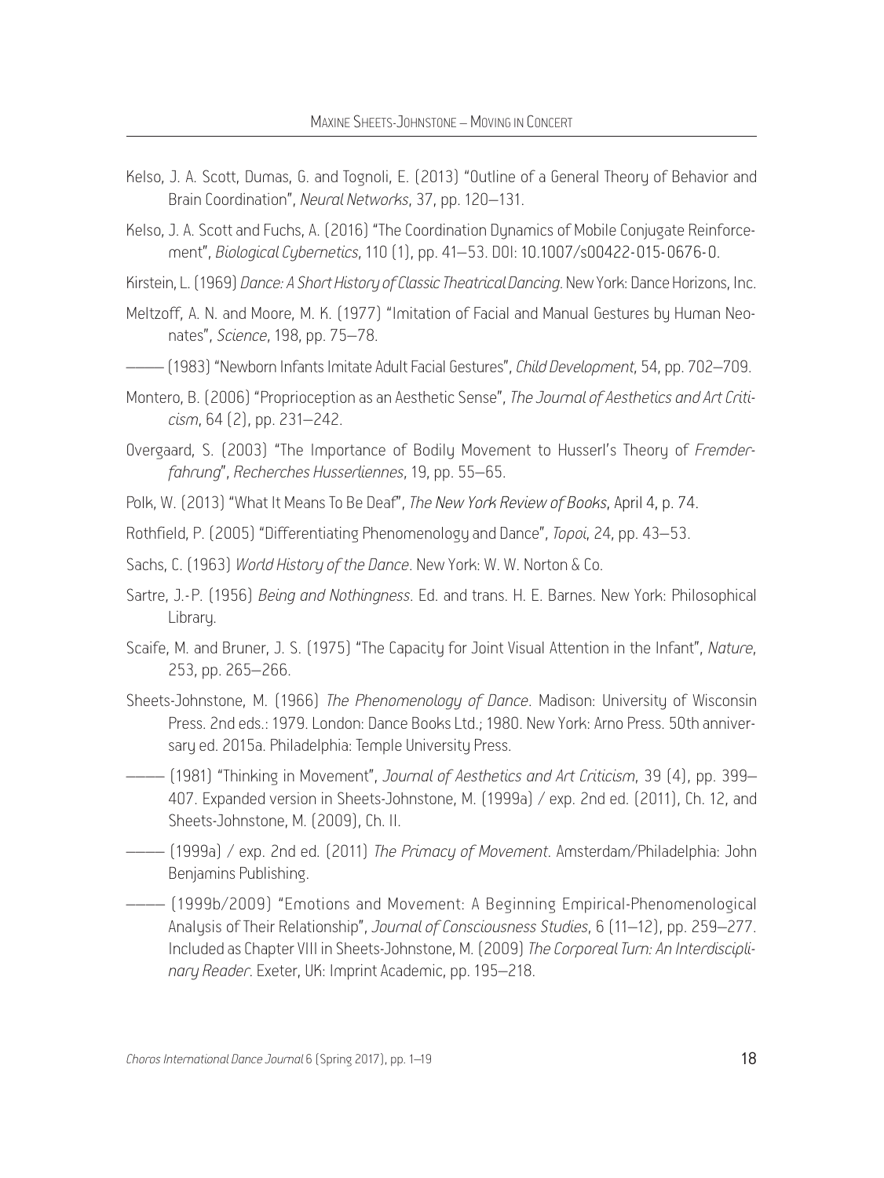Kelso, J. A. Scott, Dumas, G. and Tognoli, E. (2013) "Outline of a General Theory of Behavior and Brain Coordination", *Neural Networks*, 37, pp. 120–131.

Kelso, J. A. Scott and Fuchs, A. (2016) "The Coordination Dynamics of Mobile Conjugate Reinforcement", *Biological Cybernetics*, 110 (1), pp. 41–53. DOI: 10.1007/s00422-015-0676-0.

Kirstein, L. (1969) *Dance: A Short History of Classic Theatrical Dancing*. New York: Dance Horizons, Inc.

Meltzoff, A. N. and Moore, M. K. (1977) "Imitation of Facial and Manual Gestures by Human Neonates", *Science*, 198, pp. 75–78.

——— (1983) "Newborn Infants Imitate Adult Facial Gestures", *Child Development*, 54, pp. 702–709.

Montero, B. (2006) "Proprioception as an Aesthetic Sense", *The Journal of Aesthetics and Art Criticism*, 64 (2), pp. 231–242.

Overgaard, S. (2003) "The Importance of Bodily Movement to Husserl's Theory of *Fremderfahrung*", *Recherches Husserliennes*, 19, pp. 55–65.

Polk, W. (2013) "What It Means To Be Deaf", *The New York Review of Books*, April 4, p. 74.

Rothfield, P. (2005) "Differentiating Phenomenology and Dance", *Topoi*, 24, pp. 43–53.

Sachs, C. (1963) *World History of the Dance*. New York: W. W. Norton & Co.

Sartre, J.-P. (1956) *Being and Nothingness*. Ed. and trans. H. E. Barnes. New York: Philosophical Library.

Scaife, M. and Bruner, J. S. (1975) "The Capacity for Joint Visual Attention in the Infant", *Nature*, 253, pp. 265–266.

Sheets-Johnstone, M. (1966) *The Phenomenology of Dance*. Madison: University of Wisconsin Press. 2nd eds.: 1979. London: Dance Books Ltd.; 1980. New York: Arno Press. 50th anniversary ed. 2015a. Philadelphia: Temple University Press.

——— (1981) "Thinking in Movement", *Journal of Aesthetics and Art Criticism*, 39 (4), pp. 399–407. Expanded version in Sheets-Johnstone, M. (1999a) / exp. 2nd ed. (2011), Ch. 12, and Sheets-Johnstone, M. (2009), Ch. II.

——— (1999a) / exp. 2nd ed. (2011) *The Primacy of Movement*. Amsterdam/Philadelphia: John Benjamins Publishing.

——— (1999b/2009) "Emotions and Movement: A Beginning Empirical-Phenomenological Analysis of Their Relationship", *Journal of Consciousness Studies*, 6 (11–12), pp. 259–277. Included as Chapter VIII in Sheets-Johnstone, M. (2009) *The Corporeal Turn: An Interdisciplinary Reader*. Exeter, UK: Imprint Academic, pp. 195–218.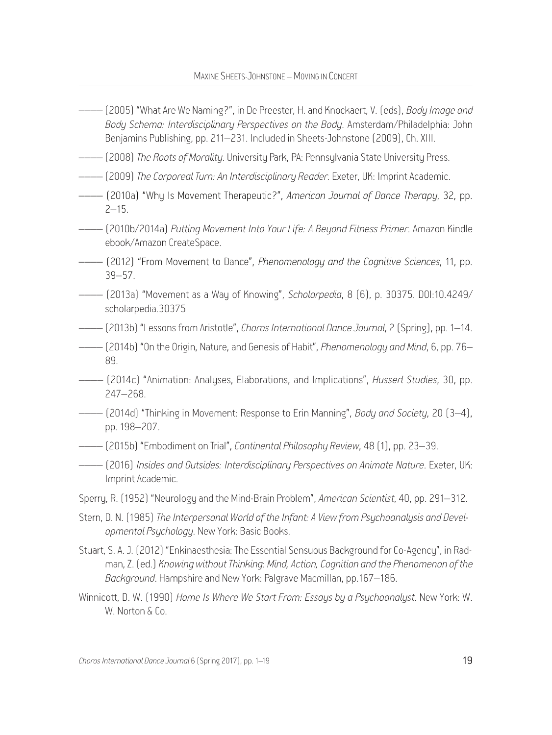——— (2005) "What Are We Naming?", in De Preester, H. and Knockaert, V. (eds), *Body Image and Body Schema: Interdisciplinary Perspectives on the Body*. Amsterdam/Philadelphia: John Benjamins Publishing, pp. 211–231. Included in Sheets-Johnstone (2009), Ch. XIII.

——— (2008) *The Roots of Morality*. University Park, PA: Pennsylvania State University Press.

——— (2009) *The Corporeal Turn: An Interdisciplinary Reader*. Exeter, UK: Imprint Academic.

——— (2010a) "Why Is Movement Therapeutic?", *American Journal of Dance Therapy*, 32, pp. 2–15.

——— (2010b/2014a) *Putting Movement Into Your Life: A Beyond Fitness Primer*. Amazon Kindle ebook/Amazon CreateSpace.

——— (2012) "From Movement to Dance", *Phenomenology and the Cognitive Sciences*, 11, pp. 39–57.

——— (2013a) "Movement as a Way of Knowing", *Scholarpedia*, 8 (6), p. 30375. DOI:10.4249/scholarpedia.30375

——— (2013b) "Lessons from Aristotle", *Choros International Dance Journal*, 2 (Spring), pp. 1–14.

——— (2014b) "On the Origin, Nature, and Genesis of Habit", *Phenomenology and Mind*, 6, pp. 76–89.

——— (2014c) "Animation: Analyses, Elaborations, and Implications", *Husserl Studies*, 30, pp. 247–268.

——— (2014d) "Thinking in Movement: Response to Erin Manning", *Body and Society*, 20 (3–4), pp. 198–207.

——— (2015b) "Embodiment on Trial", *Continental Philosophy Review*, 48 (1), pp. 23–39.

——— (2016) *Insides and Outsides: Interdisciplinary Perspectives on Animate Nature*. Exeter, UK: Imprint Academic.

Sperry, R. (1952) "Neurology and the Mind-Brain Problem", *American Scientist*, 40, pp. 291–312.

Stern, D. N. (1985) *The Interpersonal World of the Infant: A View from Psychoanalysis and Developmental Psychology*. New York: Basic Books.

Stuart, S. A. J. (2012) "Enkinaesthesia: The Essential Sensuous Background for Co-Agency", in Radman, Z. (ed.) *Knowing without Thinking: Mind, Action, Cognition and the Phenomenon of the Background*. Hampshire and New York: Palgrave Macmillan, pp.167–186.

Winnicott, D. W. (1990) *Home Is Where We Start From: Essays by a Psychoanalyst*. New York: W. W. Norton & Co.